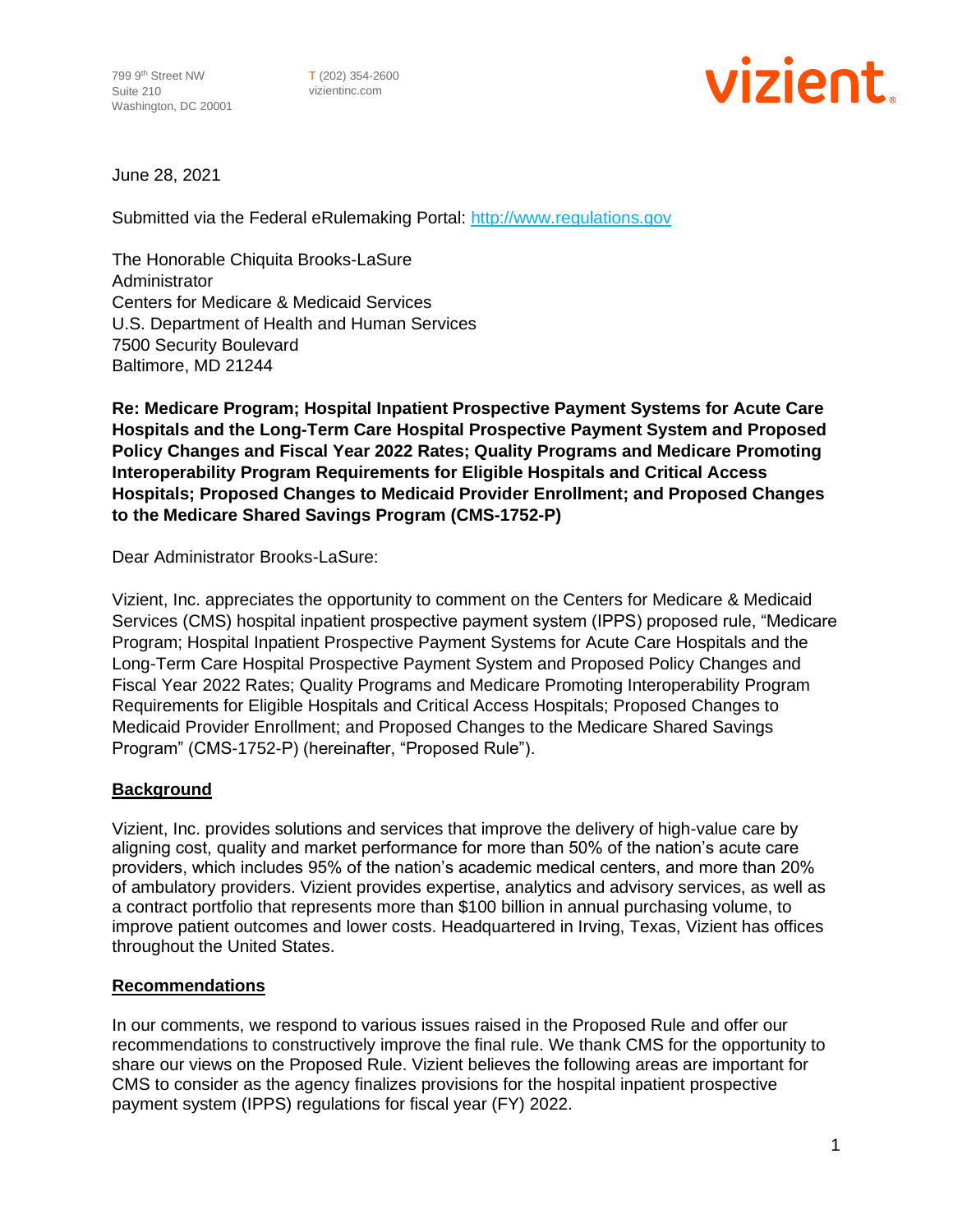799 9th Street NW
Suite 210
Washington, DC 20001

T (202) 354-2600
vizientinc.com

vizient

June 28, 2021

Submitted via the Federal eRulemaking Portal: http://www.regulations.gov

The Honorable Chiquita Brooks-LaSure
Administrator
Centers for Medicare & Medicaid Services
U.S. Department of Health and Human Services
7500 Security Boulevard
Baltimore, MD 21244

**Re: Medicare Program; Hospital Inpatient Prospective Payment Systems for Acute Care Hospitals and the Long-Term Care Hospital Prospective Payment System and Proposed Policy Changes and Fiscal Year 2022 Rates; Quality Programs and Medicare Promoting Interoperability Program Requirements for Eligible Hospitals and Critical Access Hospitals; Proposed Changes to Medicaid Provider Enrollment; and Proposed Changes to the Medicare Shared Savings Program (CMS-1752-P)**

Dear Administrator Brooks-LaSure:

Vizient, Inc. appreciates the opportunity to comment on the Centers for Medicare & Medicaid Services (CMS) hospital inpatient prospective payment system (IPPS) proposed rule, "Medicare Program; Hospital Inpatient Prospective Payment Systems for Acute Care Hospitals and the Long-Term Care Hospital Prospective Payment System and Proposed Policy Changes and Fiscal Year 2022 Rates; Quality Programs and Medicare Promoting Interoperability Program Requirements for Eligible Hospitals and Critical Access Hospitals; Proposed Changes to Medicaid Provider Enrollment; and Proposed Changes to the Medicare Shared Savings Program" (CMS-1752-P) (hereinafter, "Proposed Rule").

## Background

Vizient, Inc. provides solutions and services that improve the delivery of high-value care by aligning cost, quality and market performance for more than 50% of the nation's acute care providers, which includes 95% of the nation's academic medical centers, and more than 20% of ambulatory providers. Vizient provides expertise, analytics and advisory services, as well as a contract portfolio that represents more than $100 billion in annual purchasing volume, to improve patient outcomes and lower costs. Headquartered in Irving, Texas, Vizient has offices throughout the United States.

## Recommendations

In our comments, we respond to various issues raised in the Proposed Rule and offer our recommendations to constructively improve the final rule. We thank CMS for the opportunity to share our views on the Proposed Rule. Vizient believes the following areas are important for CMS to consider as the agency finalizes provisions for the hospital inpatient prospective payment system (IPPS) regulations for fiscal year (FY) 2022.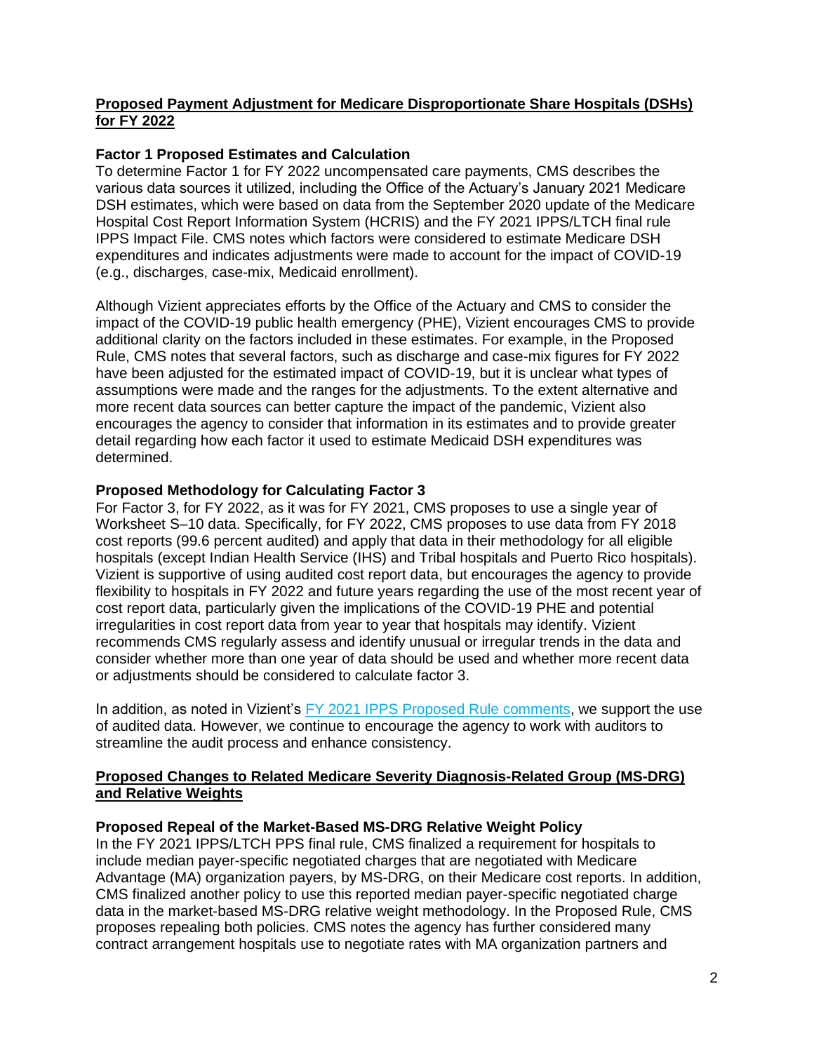## Proposed Payment Adjustment for Medicare Disproportionate Share Hospitals (DSHs) for FY 2022

### Factor 1 Proposed Estimates and Calculation

To determine Factor 1 for FY 2022 uncompensated care payments, CMS describes the various data sources it utilized, including the Office of the Actuary's January 2021 Medicare DSH estimates, which were based on data from the September 2020 update of the Medicare Hospital Cost Report Information System (HCRIS) and the FY 2021 IPPS/LTCH final rule IPPS Impact File. CMS notes which factors were considered to estimate Medicare DSH expenditures and indicates adjustments were made to account for the impact of COVID-19 (e.g., discharges, case-mix, Medicaid enrollment).

Although Vizient appreciates efforts by the Office of the Actuary and CMS to consider the impact of the COVID-19 public health emergency (PHE), Vizient encourages CMS to provide additional clarity on the factors included in these estimates. For example, in the Proposed Rule, CMS notes that several factors, such as discharge and case-mix figures for FY 2022 have been adjusted for the estimated impact of COVID-19, but it is unclear what types of assumptions were made and the ranges for the adjustments. To the extent alternative and more recent data sources can better capture the impact of the pandemic, Vizient also encourages the agency to consider that information in its estimates and to provide greater detail regarding how each factor it used to estimate Medicaid DSH expenditures was determined.

### Proposed Methodology for Calculating Factor 3

For Factor 3, for FY 2022, as it was for FY 2021, CMS proposes to use a single year of Worksheet S–10 data. Specifically, for FY 2022, CMS proposes to use data from FY 2018 cost reports (99.6 percent audited) and apply that data in their methodology for all eligible hospitals (except Indian Health Service (IHS) and Tribal hospitals and Puerto Rico hospitals). Vizient is supportive of using audited cost report data, but encourages the agency to provide flexibility to hospitals in FY 2022 and future years regarding the use of the most recent year of cost report data, particularly given the implications of the COVID-19 PHE and potential irregularities in cost report data from year to year that hospitals may identify. Vizient recommends CMS regularly assess and identify unusual or irregular trends in the data and consider whether more than one year of data should be used and whether more recent data or adjustments should be considered to calculate factor 3.

In addition, as noted in Vizient's FY 2021 IPPS Proposed Rule comments, we support the use of audited data. However, we continue to encourage the agency to work with auditors to streamline the audit process and enhance consistency.

## Proposed Changes to Related Medicare Severity Diagnosis-Related Group (MS-DRG) and Relative Weights

### Proposed Repeal of the Market-Based MS-DRG Relative Weight Policy

In the FY 2021 IPPS/LTCH PPS final rule, CMS finalized a requirement for hospitals to include median payer-specific negotiated charges that are negotiated with Medicare Advantage (MA) organization payers, by MS-DRG, on their Medicare cost reports. In addition, CMS finalized another policy to use this reported median payer-specific negotiated charge data in the market-based MS-DRG relative weight methodology. In the Proposed Rule, CMS proposes repealing both policies. CMS notes the agency has further considered many contract arrangement hospitals use to negotiate rates with MA organization partners and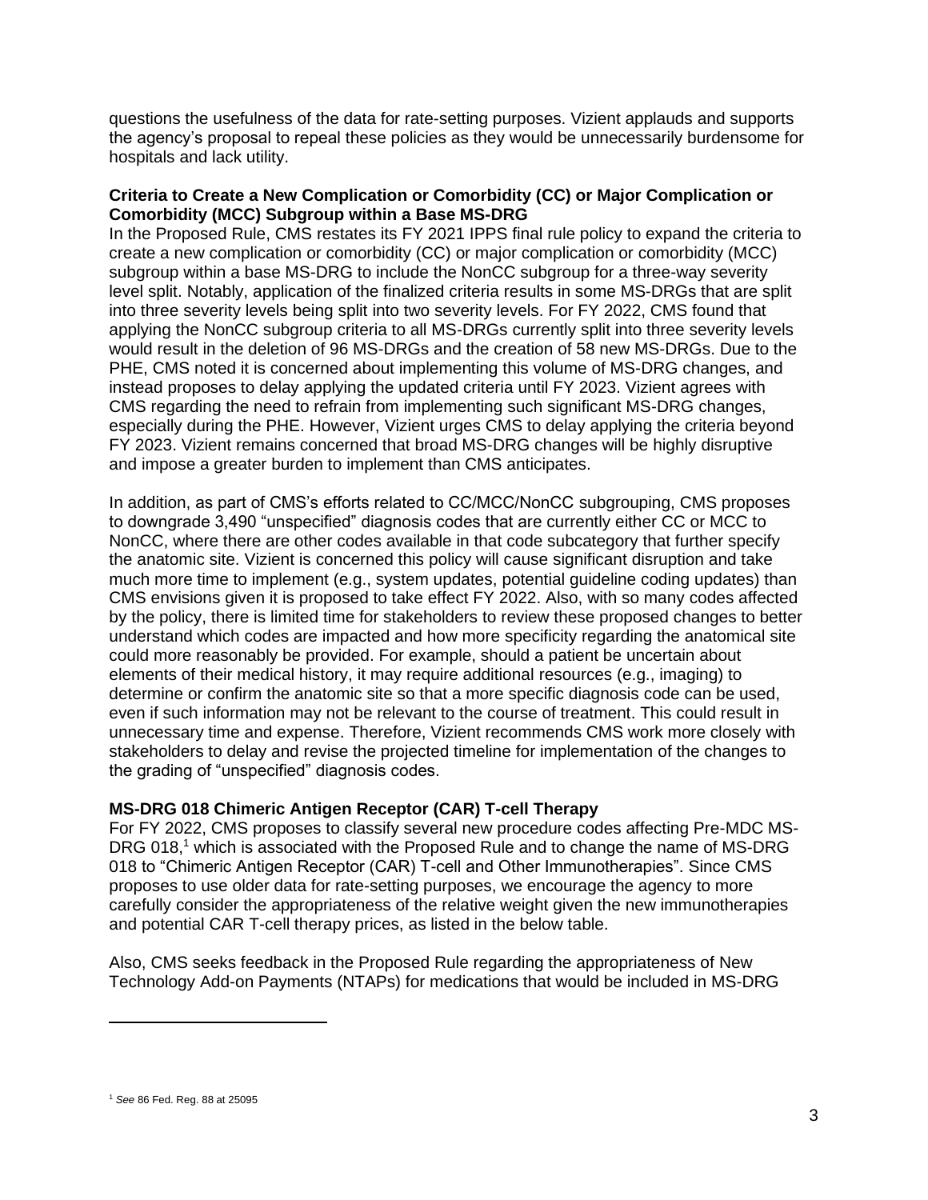questions the usefulness of the data for rate-setting purposes. Vizient applauds and supports the agency's proposal to repeal these policies as they would be unnecessarily burdensome for hospitals and lack utility.

**Criteria to Create a New Complication or Comorbidity (CC) or Major Complication or Comorbidity (MCC) Subgroup within a Base MS-DRG**

In the Proposed Rule, CMS restates its FY 2021 IPPS final rule policy to expand the criteria to create a new complication or comorbidity (CC) or major complication or comorbidity (MCC) subgroup within a base MS-DRG to include the NonCC subgroup for a three-way severity level split. Notably, application of the finalized criteria results in some MS-DRGs that are split into three severity levels being split into two severity levels. For FY 2022, CMS found that applying the NonCC subgroup criteria to all MS-DRGs currently split into three severity levels would result in the deletion of 96 MS-DRGs and the creation of 58 new MS-DRGs. Due to the PHE, CMS noted it is concerned about implementing this volume of MS-DRG changes, and instead proposes to delay applying the updated criteria until FY 2023. Vizient agrees with CMS regarding the need to refrain from implementing such significant MS-DRG changes, especially during the PHE. However, Vizient urges CMS to delay applying the criteria beyond FY 2023. Vizient remains concerned that broad MS-DRG changes will be highly disruptive and impose a greater burden to implement than CMS anticipates.

In addition, as part of CMS's efforts related to CC/MCC/NonCC subgrouping, CMS proposes to downgrade 3,490 "unspecified" diagnosis codes that are currently either CC or MCC to NonCC, where there are other codes available in that code subcategory that further specify the anatomic site. Vizient is concerned this policy will cause significant disruption and take much more time to implement (e.g., system updates, potential guideline coding updates) than CMS envisions given it is proposed to take effect FY 2022. Also, with so many codes affected by the policy, there is limited time for stakeholders to review these proposed changes to better understand which codes are impacted and how more specificity regarding the anatomical site could more reasonably be provided. For example, should a patient be uncertain about elements of their medical history, it may require additional resources (e.g., imaging) to determine or confirm the anatomic site so that a more specific diagnosis code can be used, even if such information may not be relevant to the course of treatment. This could result in unnecessary time and expense. Therefore, Vizient recommends CMS work more closely with stakeholders to delay and revise the projected timeline for implementation of the changes to the grading of "unspecified" diagnosis codes.

**MS-DRG 018 Chimeric Antigen Receptor (CAR) T-cell Therapy**

For FY 2022, CMS proposes to classify several new procedure codes affecting Pre-MDC MS-DRG 018,[1] which is associated with the Proposed Rule and to change the name of MS-DRG 018 to "Chimeric Antigen Receptor (CAR) T-cell and Other Immunotherapies". Since CMS proposes to use older data for rate-setting purposes, we encourage the agency to more carefully consider the appropriateness of the relative weight given the new immunotherapies and potential CAR T-cell therapy prices, as listed in the below table.

Also, CMS seeks feedback in the Proposed Rule regarding the appropriateness of New Technology Add-on Payments (NTAPs) for medications that would be included in MS-DRG

[1] *See* 86 Fed. Reg. 88 at 25095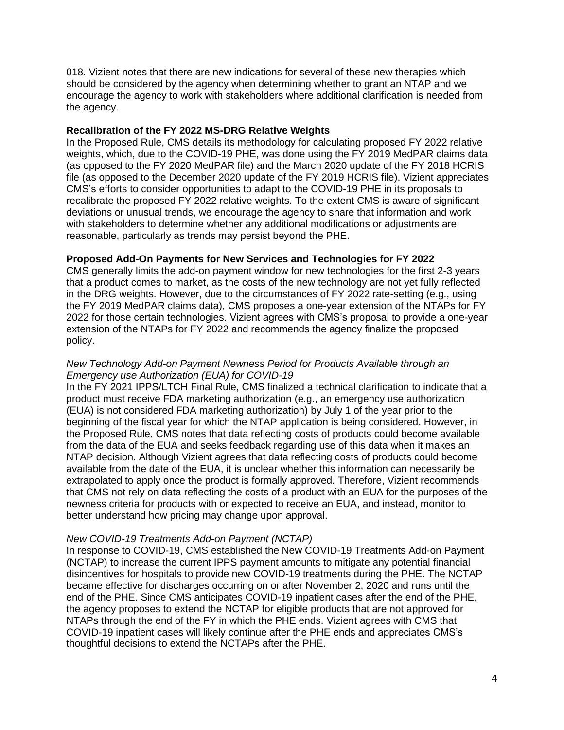018. Vizient notes that there are new indications for several of these new therapies which should be considered by the agency when determining whether to grant an NTAP and we encourage the agency to work with stakeholders where additional clarification is needed from the agency.

**Recalibration of the FY 2022 MS-DRG Relative Weights**

In the Proposed Rule, CMS details its methodology for calculating proposed FY 2022 relative weights, which, due to the COVID-19 PHE, was done using the FY 2019 MedPAR claims data (as opposed to the FY 2020 MedPAR file) and the March 2020 update of the FY 2018 HCRIS file (as opposed to the December 2020 update of the FY 2019 HCRIS file). Vizient appreciates CMS's efforts to consider opportunities to adapt to the COVID-19 PHE in its proposals to recalibrate the proposed FY 2022 relative weights. To the extent CMS is aware of significant deviations or unusual trends, we encourage the agency to share that information and work with stakeholders to determine whether any additional modifications or adjustments are reasonable, particularly as trends may persist beyond the PHE.

**Proposed Add-On Payments for New Services and Technologies for FY 2022**

CMS generally limits the add-on payment window for new technologies for the first 2-3 years that a product comes to market, as the costs of the new technology are not yet fully reflected in the DRG weights. However, due to the circumstances of FY 2022 rate-setting (e.g., using the FY 2019 MedPAR claims data), CMS proposes a one-year extension of the NTAPs for FY 2022 for those certain technologies. Vizient agrees with CMS's proposal to provide a one-year extension of the NTAPs for FY 2022 and recommends the agency finalize the proposed policy.

*New Technology Add-on Payment Newness Period for Products Available through an Emergency use Authorization (EUA) for COVID-19*

In the FY 2021 IPPS/LTCH Final Rule, CMS finalized a technical clarification to indicate that a product must receive FDA marketing authorization (e.g., an emergency use authorization (EUA) is not considered FDA marketing authorization) by July 1 of the year prior to the beginning of the fiscal year for which the NTAP application is being considered. However, in the Proposed Rule, CMS notes that data reflecting costs of products could become available from the data of the EUA and seeks feedback regarding use of this data when it makes an NTAP decision. Although Vizient agrees that data reflecting costs of products could become available from the date of the EUA, it is unclear whether this information can necessarily be extrapolated to apply once the product is formally approved. Therefore, Vizient recommends that CMS not rely on data reflecting the costs of a product with an EUA for the purposes of the newness criteria for products with or expected to receive an EUA, and instead, monitor to better understand how pricing may change upon approval.

*New COVID-19 Treatments Add-on Payment (NCTAP)*

In response to COVID-19, CMS established the New COVID-19 Treatments Add-on Payment (NCTAP) to increase the current IPPS payment amounts to mitigate any potential financial disincentives for hospitals to provide new COVID-19 treatments during the PHE. The NCTAP became effective for discharges occurring on or after November 2, 2020 and runs until the end of the PHE. Since CMS anticipates COVID-19 inpatient cases after the end of the PHE, the agency proposes to extend the NCTAP for eligible products that are not approved for NTAPs through the end of the FY in which the PHE ends. Vizient agrees with CMS that COVID-19 inpatient cases will likely continue after the PHE ends and appreciates CMS's thoughtful decisions to extend the NCTAPs after the PHE.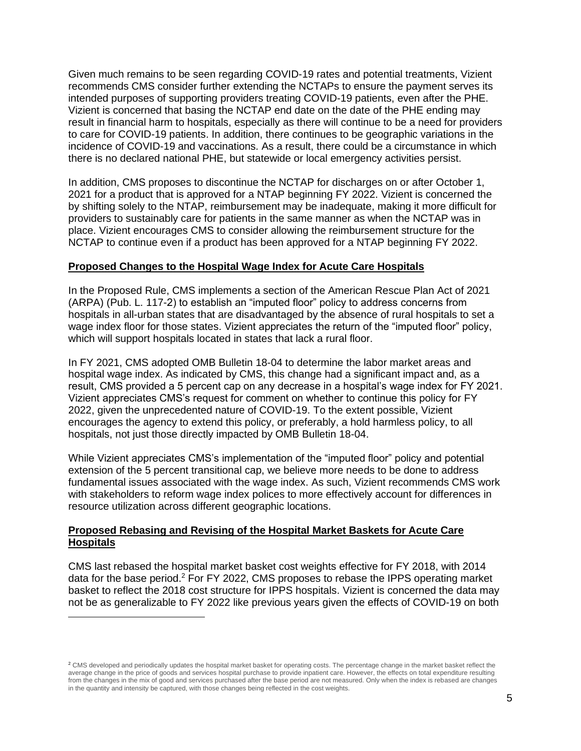Given much remains to be seen regarding COVID-19 rates and potential treatments, Vizient recommends CMS consider further extending the NCTAPs to ensure the payment serves its intended purposes of supporting providers treating COVID-19 patients, even after the PHE. Vizient is concerned that basing the NCTAP end date on the date of the PHE ending may result in financial harm to hospitals, especially as there will continue to be a need for providers to care for COVID-19 patients. In addition, there continues to be geographic variations in the incidence of COVID-19 and vaccinations. As a result, there could be a circumstance in which there is no declared national PHE, but statewide or local emergency activities persist.

In addition, CMS proposes to discontinue the NCTAP for discharges on or after October 1, 2021 for a product that is approved for a NTAP beginning FY 2022. Vizient is concerned the by shifting solely to the NTAP, reimbursement may be inadequate, making it more difficult for providers to sustainably care for patients in the same manner as when the NCTAP was in place. Vizient encourages CMS to consider allowing the reimbursement structure for the NCTAP to continue even if a product has been approved for a NTAP beginning FY 2022.

**Proposed Changes to the Hospital Wage Index for Acute Care Hospitals**

In the Proposed Rule, CMS implements a section of the American Rescue Plan Act of 2021 (ARPA) (Pub. L. 117-2) to establish an "imputed floor" policy to address concerns from hospitals in all-urban states that are disadvantaged by the absence of rural hospitals to set a wage index floor for those states. Vizient appreciates the return of the "imputed floor" policy, which will support hospitals located in states that lack a rural floor.

In FY 2021, CMS adopted OMB Bulletin 18-04 to determine the labor market areas and hospital wage index. As indicated by CMS, this change had a significant impact and, as a result, CMS provided a 5 percent cap on any decrease in a hospital's wage index for FY 2021. Vizient appreciates CMS's request for comment on whether to continue this policy for FY 2022, given the unprecedented nature of COVID-19. To the extent possible, Vizient encourages the agency to extend this policy, or preferably, a hold harmless policy, to all hospitals, not just those directly impacted by OMB Bulletin 18-04.

While Vizient appreciates CMS's implementation of the "imputed floor" policy and potential extension of the 5 percent transitional cap, we believe more needs to be done to address fundamental issues associated with the wage index. As such, Vizient recommends CMS work with stakeholders to reform wage index polices to more effectively account for differences in resource utilization across different geographic locations.

**Proposed Rebasing and Revising of the Hospital Market Baskets for Acute Care Hospitals**

CMS last rebased the hospital market basket cost weights effective for FY 2018, with 2014 data for the base period.[2] For FY 2022, CMS proposes to rebase the IPPS operating market basket to reflect the 2018 cost structure for IPPS hospitals. Vizient is concerned the data may not be as generalizable to FY 2022 like previous years given the effects of COVID-19 on both

[2] CMS developed and periodically updates the hospital market basket for operating costs. The percentage change in the market basket reflect the average change in the price of goods and services hospital purchase to provide inpatient care. However, the effects on total expenditure resulting from the changes in the mix of good and services purchased after the base period are not measured. Only when the index is rebased are changes in the quantity and intensity be captured, with those changes being reflected in the cost weights.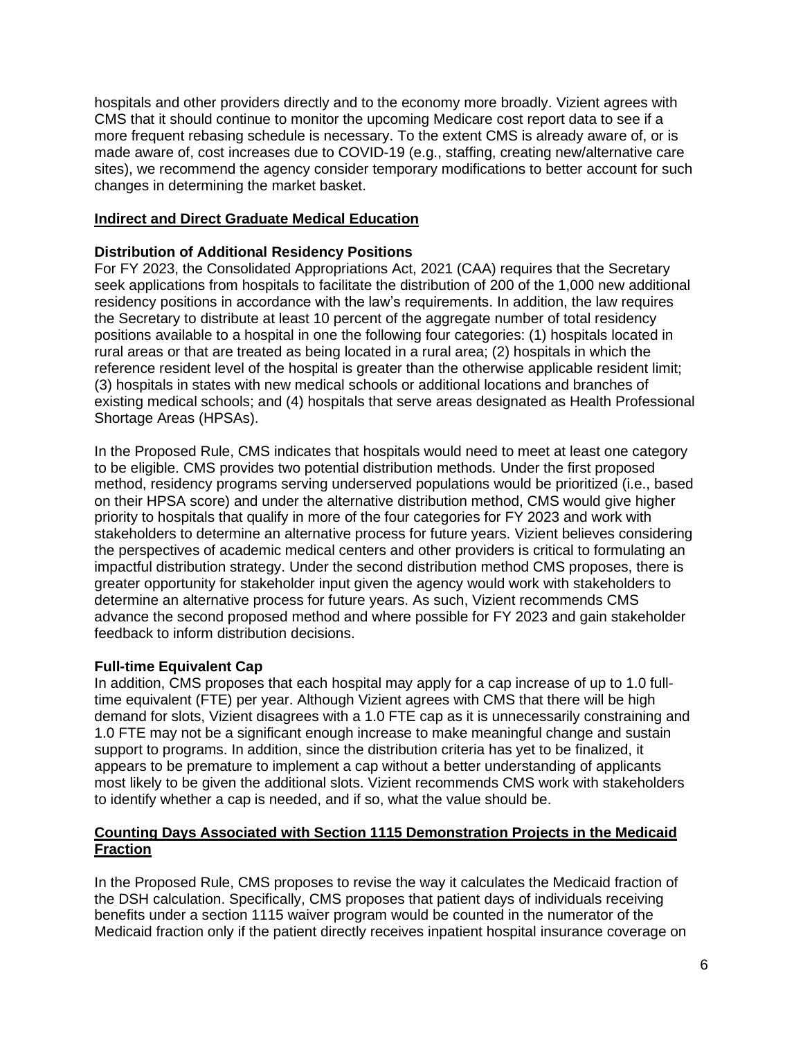hospitals and other providers directly and to the economy more broadly. Vizient agrees with CMS that it should continue to monitor the upcoming Medicare cost report data to see if a more frequent rebasing schedule is necessary. To the extent CMS is already aware of, or is made aware of, cost increases due to COVID-19 (e.g., staffing, creating new/alternative care sites), we recommend the agency consider temporary modifications to better account for such changes in determining the market basket.

## Indirect and Direct Graduate Medical Education

### Distribution of Additional Residency Positions

For FY 2023, the Consolidated Appropriations Act, 2021 (CAA) requires that the Secretary seek applications from hospitals to facilitate the distribution of 200 of the 1,000 new additional residency positions in accordance with the law's requirements. In addition, the law requires the Secretary to distribute at least 10 percent of the aggregate number of total residency positions available to a hospital in one the following four categories: (1) hospitals located in rural areas or that are treated as being located in a rural area; (2) hospitals in which the reference resident level of the hospital is greater than the otherwise applicable resident limit; (3) hospitals in states with new medical schools or additional locations and branches of existing medical schools; and (4) hospitals that serve areas designated as Health Professional Shortage Areas (HPSAs).

In the Proposed Rule, CMS indicates that hospitals would need to meet at least one category to be eligible. CMS provides two potential distribution methods. Under the first proposed method, residency programs serving underserved populations would be prioritized (i.e., based on their HPSA score) and under the alternative distribution method, CMS would give higher priority to hospitals that qualify in more of the four categories for FY 2023 and work with stakeholders to determine an alternative process for future years. Vizient believes considering the perspectives of academic medical centers and other providers is critical to formulating an impactful distribution strategy. Under the second distribution method CMS proposes, there is greater opportunity for stakeholder input given the agency would work with stakeholders to determine an alternative process for future years. As such, Vizient recommends CMS advance the second proposed method and where possible for FY 2023 and gain stakeholder feedback to inform distribution decisions.

### Full-time Equivalent Cap

In addition, CMS proposes that each hospital may apply for a cap increase of up to 1.0 full-time equivalent (FTE) per year. Although Vizient agrees with CMS that there will be high demand for slots, Vizient disagrees with a 1.0 FTE cap as it is unnecessarily constraining and 1.0 FTE may not be a significant enough increase to make meaningful change and sustain support to programs. In addition, since the distribution criteria has yet to be finalized, it appears to be premature to implement a cap without a better understanding of applicants most likely to be given the additional slots. Vizient recommends CMS work with stakeholders to identify whether a cap is needed, and if so, what the value should be.

## Counting Days Associated with Section 1115 Demonstration Projects in the Medicaid Fraction

In the Proposed Rule, CMS proposes to revise the way it calculates the Medicaid fraction of the DSH calculation. Specifically, CMS proposes that patient days of individuals receiving benefits under a section 1115 waiver program would be counted in the numerator of the Medicaid fraction only if the patient directly receives inpatient hospital insurance coverage on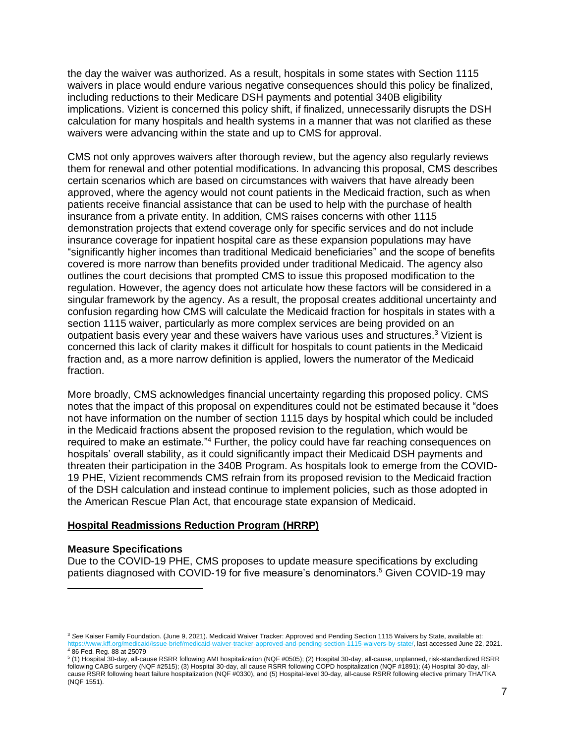the day the waiver was authorized. As a result, hospitals in some states with Section 1115 waivers in place would endure various negative consequences should this policy be finalized, including reductions to their Medicare DSH payments and potential 340B eligibility implications. Vizient is concerned this policy shift, if finalized, unnecessarily disrupts the DSH calculation for many hospitals and health systems in a manner that was not clarified as these waivers were advancing within the state and up to CMS for approval.

CMS not only approves waivers after thorough review, but the agency also regularly reviews them for renewal and other potential modifications. In advancing this proposal, CMS describes certain scenarios which are based on circumstances with waivers that have already been approved, where the agency would not count patients in the Medicaid fraction, such as when patients receive financial assistance that can be used to help with the purchase of health insurance from a private entity. In addition, CMS raises concerns with other 1115 demonstration projects that extend coverage only for specific services and do not include insurance coverage for inpatient hospital care as these expansion populations may have "significantly higher incomes than traditional Medicaid beneficiaries" and the scope of benefits covered is more narrow than benefits provided under traditional Medicaid. The agency also outlines the court decisions that prompted CMS to issue this proposed modification to the regulation. However, the agency does not articulate how these factors will be considered in a singular framework by the agency. As a result, the proposal creates additional uncertainty and confusion regarding how CMS will calculate the Medicaid fraction for hospitals in states with a section 1115 waiver, particularly as more complex services are being provided on an outpatient basis every year and these waivers have various uses and structures.[3] Vizient is concerned this lack of clarity makes it difficult for hospitals to count patients in the Medicaid fraction and, as a more narrow definition is applied, lowers the numerator of the Medicaid fraction.

More broadly, CMS acknowledges financial uncertainty regarding this proposed policy. CMS notes that the impact of this proposal on expenditures could not be estimated because it "does not have information on the number of section 1115 days by hospital which could be included in the Medicaid fractions absent the proposed revision to the regulation, which would be required to make an estimate."[4] Further, the policy could have far reaching consequences on hospitals' overall stability, as it could significantly impact their Medicaid DSH payments and threaten their participation in the 340B Program. As hospitals look to emerge from the COVID-19 PHE, Vizient recommends CMS refrain from its proposed revision to the Medicaid fraction of the DSH calculation and instead continue to implement policies, such as those adopted in the American Rescue Plan Act, that encourage state expansion of Medicaid.

## Hospital Readmissions Reduction Program (HRRP)

### Measure Specifications

Due to the COVID-19 PHE, CMS proposes to update measure specifications by excluding patients diagnosed with COVID-19 for five measure's denominators.[5] Given COVID-19 may

---

[3] *See* Kaiser Family Foundation. (June 9, 2021). Medicaid Waiver Tracker: Approved and Pending Section 1115 Waivers by State, available at: https://www.kff.org/medicaid/issue-brief/medicaid-waiver-tracker-approved-and-pending-section-1115-waivers-by-state/, last accessed June 22, 2021.

[4] 86 Fed. Reg. 88 at 25079

[5] (1) Hospital 30-day, all-cause RSRR following AMI hospitalization (NQF #0505); (2) Hospital 30-day, all-cause, unplanned, risk-standardized RSRR following CABG surgery (NQF #2515); (3) Hospital 30-day, all cause RSRR following COPD hospitalization (NQF #1891); (4) Hospital 30-day, all-cause RSRR following heart failure hospitalization (NQF #0330), and (5) Hospital-level 30-day, all-cause RSRR following elective primary THA/TKA (NQF 1551).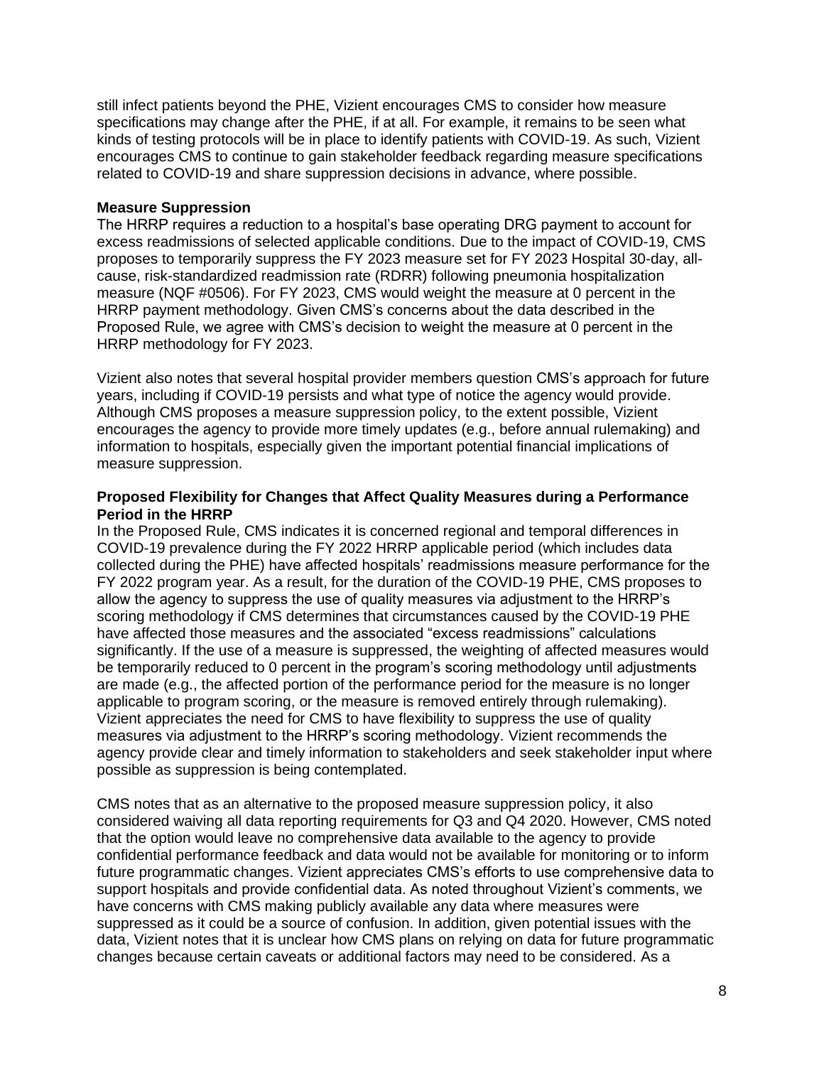still infect patients beyond the PHE, Vizient encourages CMS to consider how measure specifications may change after the PHE, if at all. For example, it remains to be seen what kinds of testing protocols will be in place to identify patients with COVID-19. As such, Vizient encourages CMS to continue to gain stakeholder feedback regarding measure specifications related to COVID-19 and share suppression decisions in advance, where possible.

**Measure Suppression**

The HRRP requires a reduction to a hospital's base operating DRG payment to account for excess readmissions of selected applicable conditions. Due to the impact of COVID-19, CMS proposes to temporarily suppress the FY 2023 measure set for FY 2023 Hospital 30-day, all-cause, risk-standardized readmission rate (RDRR) following pneumonia hospitalization measure (NQF #0506). For FY 2023, CMS would weight the measure at 0 percent in the HRRP payment methodology. Given CMS's concerns about the data described in the Proposed Rule, we agree with CMS's decision to weight the measure at 0 percent in the HRRP methodology for FY 2023.

Vizient also notes that several hospital provider members question CMS's approach for future years, including if COVID-19 persists and what type of notice the agency would provide. Although CMS proposes a measure suppression policy, to the extent possible, Vizient encourages the agency to provide more timely updates (e.g., before annual rulemaking) and information to hospitals, especially given the important potential financial implications of measure suppression.

**Proposed Flexibility for Changes that Affect Quality Measures during a Performance Period in the HRRP**

In the Proposed Rule, CMS indicates it is concerned regional and temporal differences in COVID-19 prevalence during the FY 2022 HRRP applicable period (which includes data collected during the PHE) have affected hospitals' readmissions measure performance for the FY 2022 program year. As a result, for the duration of the COVID-19 PHE, CMS proposes to allow the agency to suppress the use of quality measures via adjustment to the HRRP's scoring methodology if CMS determines that circumstances caused by the COVID-19 PHE have affected those measures and the associated "excess readmissions" calculations significantly. If the use of a measure is suppressed, the weighting of affected measures would be temporarily reduced to 0 percent in the program's scoring methodology until adjustments are made (e.g., the affected portion of the performance period for the measure is no longer applicable to program scoring, or the measure is removed entirely through rulemaking). Vizient appreciates the need for CMS to have flexibility to suppress the use of quality measures via adjustment to the HRRP's scoring methodology. Vizient recommends the agency provide clear and timely information to stakeholders and seek stakeholder input where possible as suppression is being contemplated.

CMS notes that as an alternative to the proposed measure suppression policy, it also considered waiving all data reporting requirements for Q3 and Q4 2020. However, CMS noted that the option would leave no comprehensive data available to the agency to provide confidential performance feedback and data would not be available for monitoring or to inform future programmatic changes. Vizient appreciates CMS's efforts to use comprehensive data to support hospitals and provide confidential data. As noted throughout Vizient's comments, we have concerns with CMS making publicly available any data where measures were suppressed as it could be a source of confusion. In addition, given potential issues with the data, Vizient notes that it is unclear how CMS plans on relying on data for future programmatic changes because certain caveats or additional factors may need to be considered. As a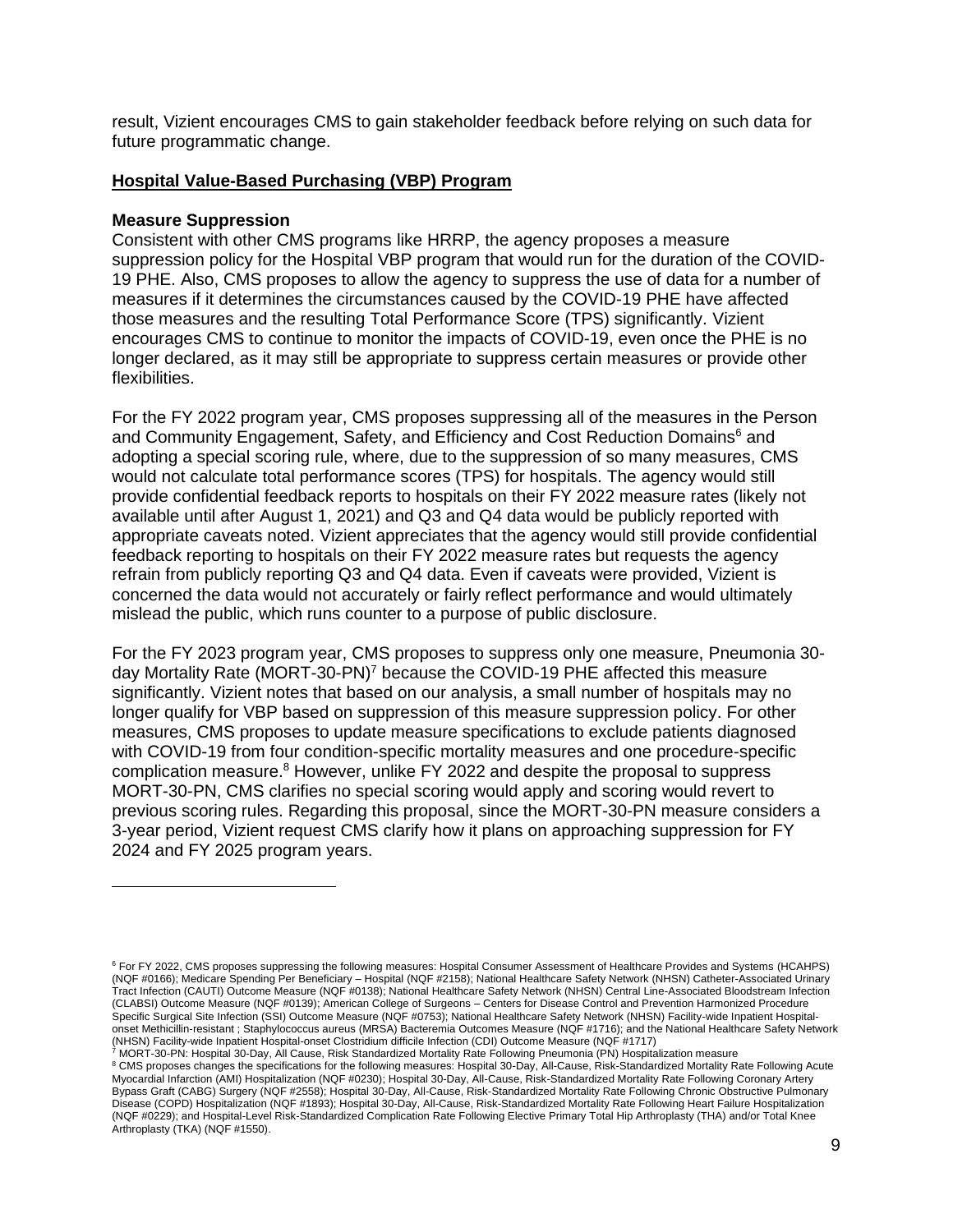result, Vizient encourages CMS to gain stakeholder feedback before relying on such data for future programmatic change.

**Hospital Value-Based Purchasing (VBP) Program**

**Measure Suppression**

Consistent with other CMS programs like HRRP, the agency proposes a measure suppression policy for the Hospital VBP program that would run for the duration of the COVID-19 PHE. Also, CMS proposes to allow the agency to suppress the use of data for a number of measures if it determines the circumstances caused by the COVID-19 PHE have affected those measures and the resulting Total Performance Score (TPS) significantly. Vizient encourages CMS to continue to monitor the impacts of COVID-19, even once the PHE is no longer declared, as it may still be appropriate to suppress certain measures or provide other flexibilities.

For the FY 2022 program year, CMS proposes suppressing all of the measures in the Person and Community Engagement, Safety, and Efficiency and Cost Reduction Domains[6] and adopting a special scoring rule, where, due to the suppression of so many measures, CMS would not calculate total performance scores (TPS) for hospitals. The agency would still provide confidential feedback reports to hospitals on their FY 2022 measure rates (likely not available until after August 1, 2021) and Q3 and Q4 data would be publicly reported with appropriate caveats noted. Vizient appreciates that the agency would still provide confidential feedback reporting to hospitals on their FY 2022 measure rates but requests the agency refrain from publicly reporting Q3 and Q4 data. Even if caveats were provided, Vizient is concerned the data would not accurately or fairly reflect performance and would ultimately mislead the public, which runs counter to a purpose of public disclosure.

For the FY 2023 program year, CMS proposes to suppress only one measure, Pneumonia 30-day Mortality Rate (MORT-30-PN)[7] because the COVID-19 PHE affected this measure significantly. Vizient notes that based on our analysis, a small number of hospitals may no longer qualify for VBP based on suppression of this measure suppression policy. For other measures, CMS proposes to update measure specifications to exclude patients diagnosed with COVID-19 from four condition-specific mortality measures and one procedure-specific complication measure.[8] However, unlike FY 2022 and despite the proposal to suppress MORT-30-PN, CMS clarifies no special scoring would apply and scoring would revert to previous scoring rules. Regarding this proposal, since the MORT-30-PN measure considers a 3-year period, Vizient request CMS clarify how it plans on approaching suppression for FY 2024 and FY 2025 program years.

---

[6] For FY 2022, CMS proposes suppressing the following measures: Hospital Consumer Assessment of Healthcare Provides and Systems (HCAHPS) (NQF #0166); Medicare Spending Per Beneficiary – Hospital (NQF #2158); National Healthcare Safety Network (NHSN) Catheter-Associated Urinary Tract Infection (CAUTI) Outcome Measure (NQF #0138); National Healthcare Safety Network (NHSN) Central Line-Associated Bloodstream Infection (CLABSI) Outcome Measure (NQF #0139); American College of Surgeons – Centers for Disease Control and Prevention Harmonized Procedure Specific Surgical Site Infection (SSI) Outcome Measure (NQF #0753); National Healthcare Safety Network (NHSN) Facility-wide Inpatient Hospital-onset Methicillin-resistant ; Staphylococcus aureus (MRSA) Bacteremia Outcomes Measure (NQF #1716); and the National Healthcare Safety Network (NHSN) Facility-wide Inpatient Hospital-onset Clostridium difficile Infection (CDI) Outcome Measure (NQF #1717)

[7] MORT-30-PN: Hospital 30-Day, All Cause, Risk Standardized Mortality Rate Following Pneumonia (PN) Hospitalization measure

[8] CMS proposes changes the specifications for the following measures: Hospital 30-Day, All-Cause, Risk-Standardized Mortality Rate Following Acute Myocardial Infarction (AMI) Hospitalization (NQF #0230); Hospital 30-Day, All-Cause, Risk-Standardized Mortality Rate Following Coronary Artery Bypass Graft (CABG) Surgery (NQF #2558); Hospital 30-Day, All-Cause, Risk-Standardized Mortality Rate Following Chronic Obstructive Pulmonary Disease (COPD) Hospitalization (NQF #1893); Hospital 30-Day, All-Cause, Risk-Standardized Mortality Rate Following Heart Failure Hospitalization (NQF #0229); and Hospital-Level Risk-Standardized Complication Rate Following Elective Primary Total Hip Arthroplasty (THA) and/or Total Knee Arthroplasty (TKA) (NQF #1550).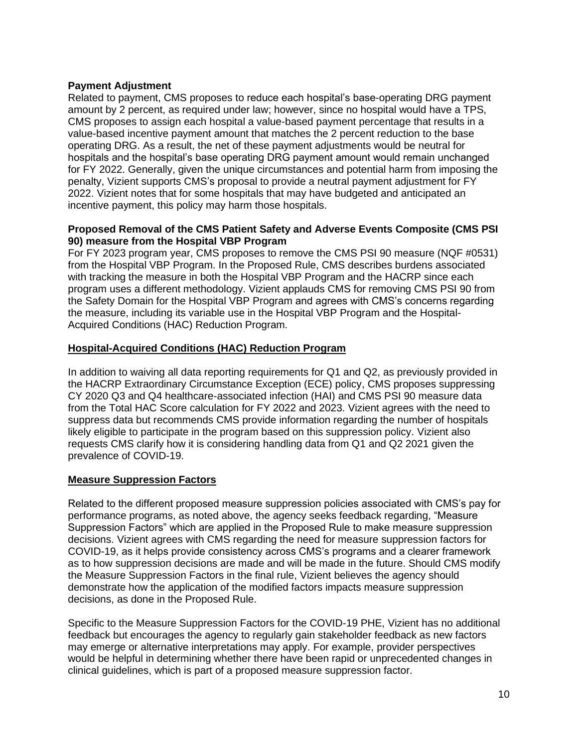**Payment Adjustment**

Related to payment, CMS proposes to reduce each hospital's base-operating DRG payment amount by 2 percent, as required under law; however, since no hospital would have a TPS, CMS proposes to assign each hospital a value-based payment percentage that results in a value-based incentive payment amount that matches the 2 percent reduction to the base operating DRG. As a result, the net of these payment adjustments would be neutral for hospitals and the hospital's base operating DRG payment amount would remain unchanged for FY 2022. Generally, given the unique circumstances and potential harm from imposing the penalty, Vizient supports CMS's proposal to provide a neutral payment adjustment for FY 2022. Vizient notes that for some hospitals that may have budgeted and anticipated an incentive payment, this policy may harm those hospitals.

**Proposed Removal of the CMS Patient Safety and Adverse Events Composite (CMS PSI 90) measure from the Hospital VBP Program**

For FY 2023 program year, CMS proposes to remove the CMS PSI 90 measure (NQF #0531) from the Hospital VBP Program. In the Proposed Rule, CMS describes burdens associated with tracking the measure in both the Hospital VBP Program and the HACRP since each program uses a different methodology. Vizient applauds CMS for removing CMS PSI 90 from the Safety Domain for the Hospital VBP Program and agrees with CMS's concerns regarding the measure, including its variable use in the Hospital VBP Program and the Hospital-Acquired Conditions (HAC) Reduction Program.

## Hospital-Acquired Conditions (HAC) Reduction Program

In addition to waiving all data reporting requirements for Q1 and Q2, as previously provided in the HACRP Extraordinary Circumstance Exception (ECE) policy, CMS proposes suppressing CY 2020 Q3 and Q4 healthcare-associated infection (HAI) and CMS PSI 90 measure data from the Total HAC Score calculation for FY 2022 and 2023. Vizient agrees with the need to suppress data but recommends CMS provide information regarding the number of hospitals likely eligible to participate in the program based on this suppression policy. Vizient also requests CMS clarify how it is considering handling data from Q1 and Q2 2021 given the prevalence of COVID-19.

## Measure Suppression Factors

Related to the different proposed measure suppression policies associated with CMS's pay for performance programs, as noted above, the agency seeks feedback regarding, "Measure Suppression Factors" which are applied in the Proposed Rule to make measure suppression decisions. Vizient agrees with CMS regarding the need for measure suppression factors for COVID-19, as it helps provide consistency across CMS's programs and a clearer framework as to how suppression decisions are made and will be made in the future. Should CMS modify the Measure Suppression Factors in the final rule, Vizient believes the agency should demonstrate how the application of the modified factors impacts measure suppression decisions, as done in the Proposed Rule.

Specific to the Measure Suppression Factors for the COVID-19 PHE, Vizient has no additional feedback but encourages the agency to regularly gain stakeholder feedback as new factors may emerge or alternative interpretations may apply. For example, provider perspectives would be helpful in determining whether there have been rapid or unprecedented changes in clinical guidelines, which is part of a proposed measure suppression factor.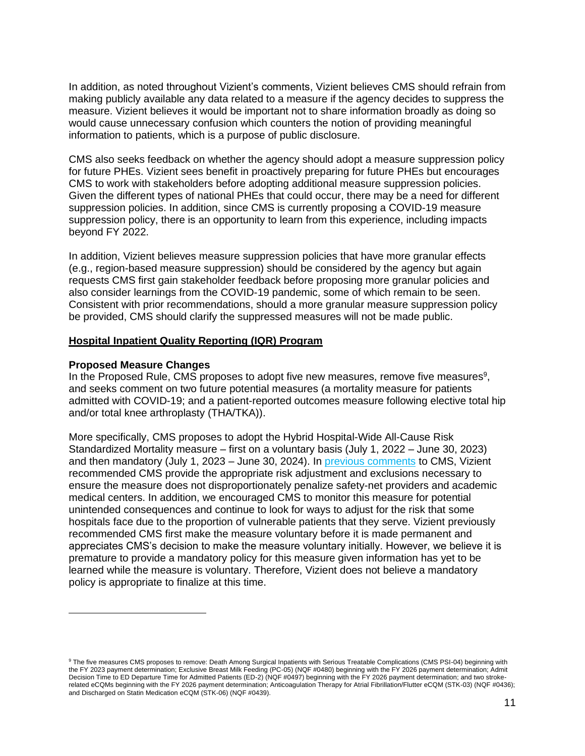In addition, as noted throughout Vizient's comments, Vizient believes CMS should refrain from making publicly available any data related to a measure if the agency decides to suppress the measure. Vizient believes it would be important not to share information broadly as doing so would cause unnecessary confusion which counters the notion of providing meaningful information to patients, which is a purpose of public disclosure.

CMS also seeks feedback on whether the agency should adopt a measure suppression policy for future PHEs. Vizient sees benefit in proactively preparing for future PHEs but encourages CMS to work with stakeholders before adopting additional measure suppression policies. Given the different types of national PHEs that could occur, there may be a need for different suppression policies. In addition, since CMS is currently proposing a COVID-19 measure suppression policy, there is an opportunity to learn from this experience, including impacts beyond FY 2022.

In addition, Vizient believes measure suppression policies that have more granular effects (e.g., region-based measure suppression) should be considered by the agency but again requests CMS first gain stakeholder feedback before proposing more granular policies and also consider learnings from the COVID-19 pandemic, some of which remain to be seen. Consistent with prior recommendations, should a more granular measure suppression policy be provided, CMS should clarify the suppressed measures will not be made public.

## Hospital Inpatient Quality Reporting (IQR) Program

### Proposed Measure Changes

In the Proposed Rule, CMS proposes to adopt five new measures, remove five measures[9], and seeks comment on two future potential measures (a mortality measure for patients admitted with COVID-19; and a patient-reported outcomes measure following elective total hip and/or total knee arthroplasty (THA/TKA)).

More specifically, CMS proposes to adopt the Hybrid Hospital-Wide All-Cause Risk Standardized Mortality measure – first on a voluntary basis (July 1, 2022 – June 30, 2023) and then mandatory (July 1, 2023 – June 30, 2024). In previous comments to CMS, Vizient recommended CMS provide the appropriate risk adjustment and exclusions necessary to ensure the measure does not disproportionately penalize safety-net providers and academic medical centers. In addition, we encouraged CMS to monitor this measure for potential unintended consequences and continue to look for ways to adjust for the risk that some hospitals face due to the proportion of vulnerable patients that they serve. Vizient previously recommended CMS first make the measure voluntary before it is made permanent and appreciates CMS's decision to make the measure voluntary initially. However, we believe it is premature to provide a mandatory policy for this measure given information has yet to be learned while the measure is voluntary. Therefore, Vizient does not believe a mandatory policy is appropriate to finalize at this time.

---

[9] The five measures CMS proposes to remove: Death Among Surgical Inpatients with Serious Treatable Complications (CMS PSI-04) beginning with the FY 2023 payment determination; Exclusive Breast Milk Feeding (PC-05) (NQF #0480) beginning with the FY 2026 payment determination; Admit Decision Time to ED Departure Time for Admitted Patients (ED-2) (NQF #0497) beginning with the FY 2026 payment determination; and two stroke-related eCQMs beginning with the FY 2026 payment determination; Anticoagulation Therapy for Atrial Fibrillation/Flutter eCQM (STK-03) (NQF #0436); and Discharged on Statin Medication eCQM (STK-06) (NQF #0439).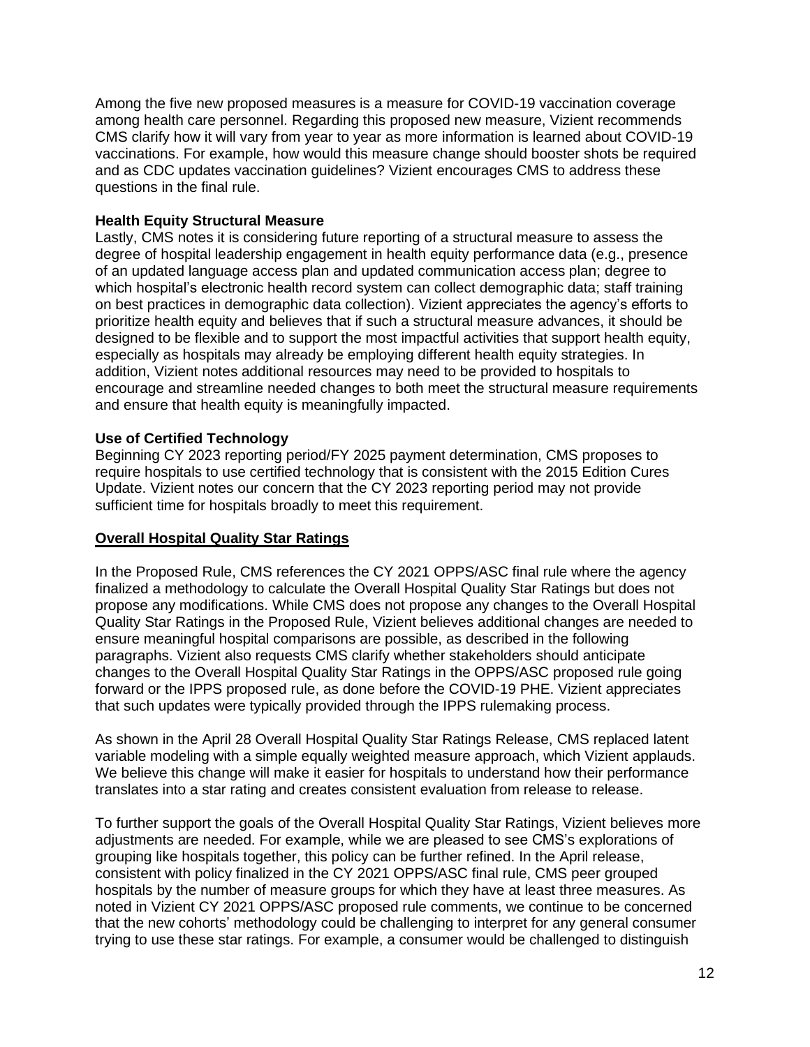Among the five new proposed measures is a measure for COVID-19 vaccination coverage among health care personnel. Regarding this proposed new measure, Vizient recommends CMS clarify how it will vary from year to year as more information is learned about COVID-19 vaccinations. For example, how would this measure change should booster shots be required and as CDC updates vaccination guidelines? Vizient encourages CMS to address these questions in the final rule.

**Health Equity Structural Measure**

Lastly, CMS notes it is considering future reporting of a structural measure to assess the degree of hospital leadership engagement in health equity performance data (e.g., presence of an updated language access plan and updated communication access plan; degree to which hospital's electronic health record system can collect demographic data; staff training on best practices in demographic data collection). Vizient appreciates the agency's efforts to prioritize health equity and believes that if such a structural measure advances, it should be designed to be flexible and to support the most impactful activities that support health equity, especially as hospitals may already be employing different health equity strategies. In addition, Vizient notes additional resources may need to be provided to hospitals to encourage and streamline needed changes to both meet the structural measure requirements and ensure that health equity is meaningfully impacted.

**Use of Certified Technology**

Beginning CY 2023 reporting period/FY 2025 payment determination, CMS proposes to require hospitals to use certified technology that is consistent with the 2015 Edition Cures Update. Vizient notes our concern that the CY 2023 reporting period may not provide sufficient time for hospitals broadly to meet this requirement.

**Overall Hospital Quality Star Ratings**

In the Proposed Rule, CMS references the CY 2021 OPPS/ASC final rule where the agency finalized a methodology to calculate the Overall Hospital Quality Star Ratings but does not propose any modifications. While CMS does not propose any changes to the Overall Hospital Quality Star Ratings in the Proposed Rule, Vizient believes additional changes are needed to ensure meaningful hospital comparisons are possible, as described in the following paragraphs. Vizient also requests CMS clarify whether stakeholders should anticipate changes to the Overall Hospital Quality Star Ratings in the OPPS/ASC proposed rule going forward or the IPPS proposed rule, as done before the COVID-19 PHE. Vizient appreciates that such updates were typically provided through the IPPS rulemaking process.

As shown in the April 28 Overall Hospital Quality Star Ratings Release, CMS replaced latent variable modeling with a simple equally weighted measure approach, which Vizient applauds. We believe this change will make it easier for hospitals to understand how their performance translates into a star rating and creates consistent evaluation from release to release.

To further support the goals of the Overall Hospital Quality Star Ratings, Vizient believes more adjustments are needed. For example, while we are pleased to see CMS's explorations of grouping like hospitals together, this policy can be further refined. In the April release, consistent with policy finalized in the CY 2021 OPPS/ASC final rule, CMS peer grouped hospitals by the number of measure groups for which they have at least three measures. As noted in Vizient CY 2021 OPPS/ASC proposed rule comments, we continue to be concerned that the new cohorts' methodology could be challenging to interpret for any general consumer trying to use these star ratings. For example, a consumer would be challenged to distinguish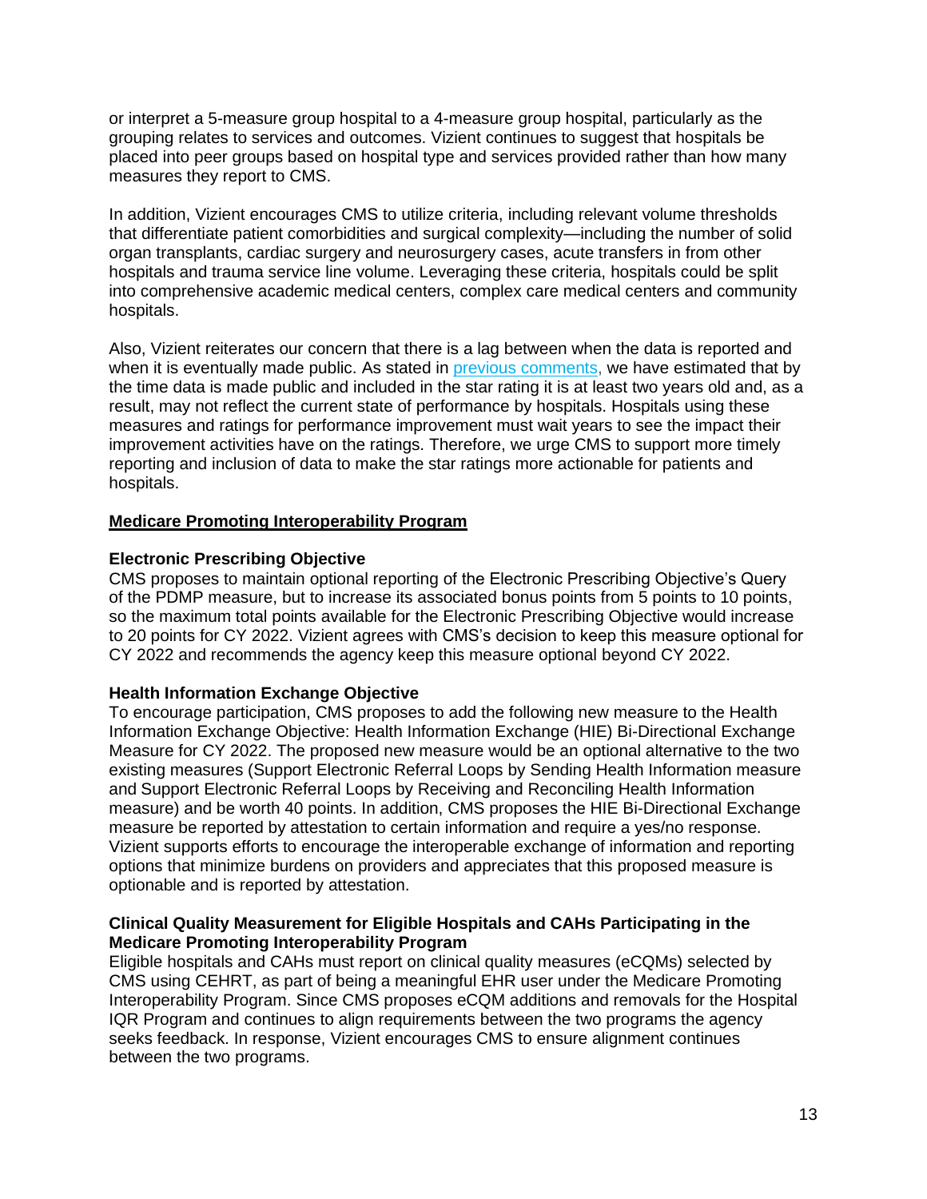or interpret a 5-measure group hospital to a 4-measure group hospital, particularly as the grouping relates to services and outcomes. Vizient continues to suggest that hospitals be placed into peer groups based on hospital type and services provided rather than how many measures they report to CMS.

In addition, Vizient encourages CMS to utilize criteria, including relevant volume thresholds that differentiate patient comorbidities and surgical complexity—including the number of solid organ transplants, cardiac surgery and neurosurgery cases, acute transfers in from other hospitals and trauma service line volume. Leveraging these criteria, hospitals could be split into comprehensive academic medical centers, complex care medical centers and community hospitals.

Also, Vizient reiterates our concern that there is a lag between when the data is reported and when it is eventually made public. As stated in previous comments, we have estimated that by the time data is made public and included in the star rating it is at least two years old and, as a result, may not reflect the current state of performance by hospitals. Hospitals using these measures and ratings for performance improvement must wait years to see the impact their improvement activities have on the ratings. Therefore, we urge CMS to support more timely reporting and inclusion of data to make the star ratings more actionable for patients and hospitals.

## Medicare Promoting Interoperability Program

### Electronic Prescribing Objective

CMS proposes to maintain optional reporting of the Electronic Prescribing Objective's Query of the PDMP measure, but to increase its associated bonus points from 5 points to 10 points, so the maximum total points available for the Electronic Prescribing Objective would increase to 20 points for CY 2022. Vizient agrees with CMS's decision to keep this measure optional for CY 2022 and recommends the agency keep this measure optional beyond CY 2022.

### Health Information Exchange Objective

To encourage participation, CMS proposes to add the following new measure to the Health Information Exchange Objective: Health Information Exchange (HIE) Bi-Directional Exchange Measure for CY 2022. The proposed new measure would be an optional alternative to the two existing measures (Support Electronic Referral Loops by Sending Health Information measure and Support Electronic Referral Loops by Receiving and Reconciling Health Information measure) and be worth 40 points. In addition, CMS proposes the HIE Bi-Directional Exchange measure be reported by attestation to certain information and require a yes/no response. Vizient supports efforts to encourage the interoperable exchange of information and reporting options that minimize burdens on providers and appreciates that this proposed measure is optionable and is reported by attestation.

### Clinical Quality Measurement for Eligible Hospitals and CAHs Participating in the Medicare Promoting Interoperability Program

Eligible hospitals and CAHs must report on clinical quality measures (eCQMs) selected by CMS using CEHRT, as part of being a meaningful EHR user under the Medicare Promoting Interoperability Program. Since CMS proposes eCQM additions and removals for the Hospital IQR Program and continues to align requirements between the two programs the agency seeks feedback. In response, Vizient encourages CMS to ensure alignment continues between the two programs.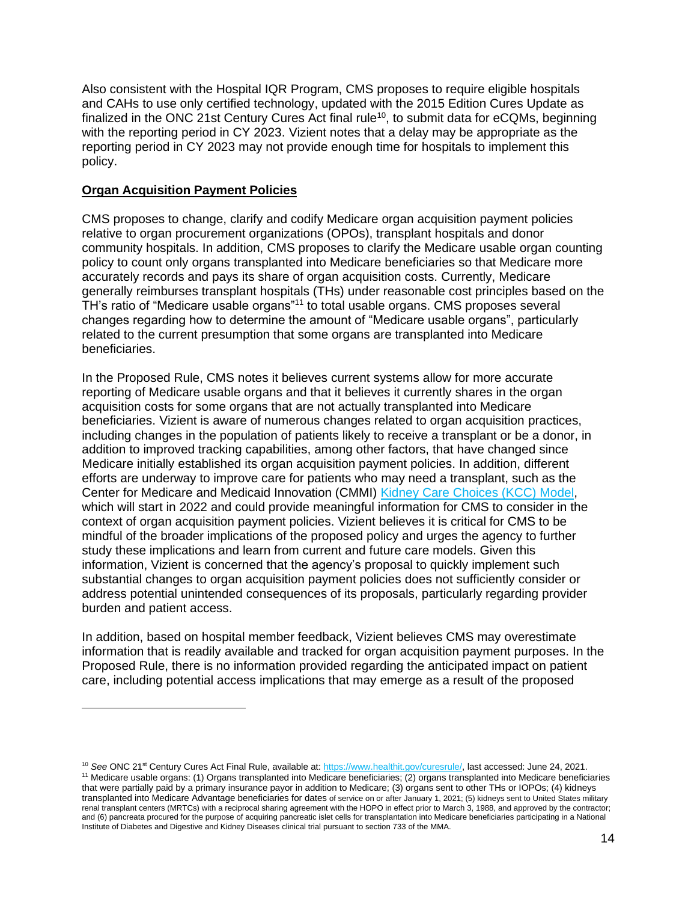Also consistent with the Hospital IQR Program, CMS proposes to require eligible hospitals and CAHs to use only certified technology, updated with the 2015 Edition Cures Update as finalized in the ONC 21st Century Cures Act final rule[10], to submit data for eCQMs, beginning with the reporting period in CY 2023. Vizient notes that a delay may be appropriate as the reporting period in CY 2023 may not provide enough time for hospitals to implement this policy.

**Organ Acquisition Payment Policies**

CMS proposes to change, clarify and codify Medicare organ acquisition payment policies relative to organ procurement organizations (OPOs), transplant hospitals and donor community hospitals. In addition, CMS proposes to clarify the Medicare usable organ counting policy to count only organs transplanted into Medicare beneficiaries so that Medicare more accurately records and pays its share of organ acquisition costs. Currently, Medicare generally reimburses transplant hospitals (THs) under reasonable cost principles based on the TH's ratio of "Medicare usable organs"[11] to total usable organs. CMS proposes several changes regarding how to determine the amount of "Medicare usable organs", particularly related to the current presumption that some organs are transplanted into Medicare beneficiaries.

In the Proposed Rule, CMS notes it believes current systems allow for more accurate reporting of Medicare usable organs and that it believes it currently shares in the organ acquisition costs for some organs that are not actually transplanted into Medicare beneficiaries. Vizient is aware of numerous changes related to organ acquisition practices, including changes in the population of patients likely to receive a transplant or be a donor, in addition to improved tracking capabilities, among other factors, that have changed since Medicare initially established its organ acquisition payment policies. In addition, different efforts are underway to improve care for patients who may need a transplant, such as the Center for Medicare and Medicaid Innovation (CMMI) [Kidney Care Choices (KCC) Model](), which will start in 2022 and could provide meaningful information for CMS to consider in the context of organ acquisition payment policies. Vizient believes it is critical for CMS to be mindful of the broader implications of the proposed policy and urges the agency to further study these implications and learn from current and future care models. Given this information, Vizient is concerned that the agency's proposal to quickly implement such substantial changes to organ acquisition payment policies does not sufficiently consider or address potential unintended consequences of its proposals, particularly regarding provider burden and patient access.

In addition, based on hospital member feedback, Vizient believes CMS may overestimate information that is readily available and tracked for organ acquisition payment purposes. In the Proposed Rule, there is no information provided regarding the anticipated impact on patient care, including potential access implications that may emerge as a result of the proposed

---

[10] *See* ONC 21st Century Cures Act Final Rule, available at: https://www.healthit.gov/curesrule/, last accessed: June 24, 2021.

[11] Medicare usable organs: (1) Organs transplanted into Medicare beneficiaries; (2) organs transplanted into Medicare beneficiaries that were partially paid by a primary insurance payor in addition to Medicare; (3) organs sent to other THs or IOPOs; (4) kidneys transplanted into Medicare Advantage beneficiaries for dates of service on or after January 1, 2021; (5) kidneys sent to United States military renal transplant centers (MRTCs) with a reciprocal sharing agreement with the HOPO in effect prior to March 3, 1988, and approved by the contractor; and (6) pancreata procured for the purpose of acquiring pancreatic islet cells for transplantation into Medicare beneficiaries participating in a National Institute of Diabetes and Digestive and Kidney Diseases clinical trial pursuant to section 733 of the MMA.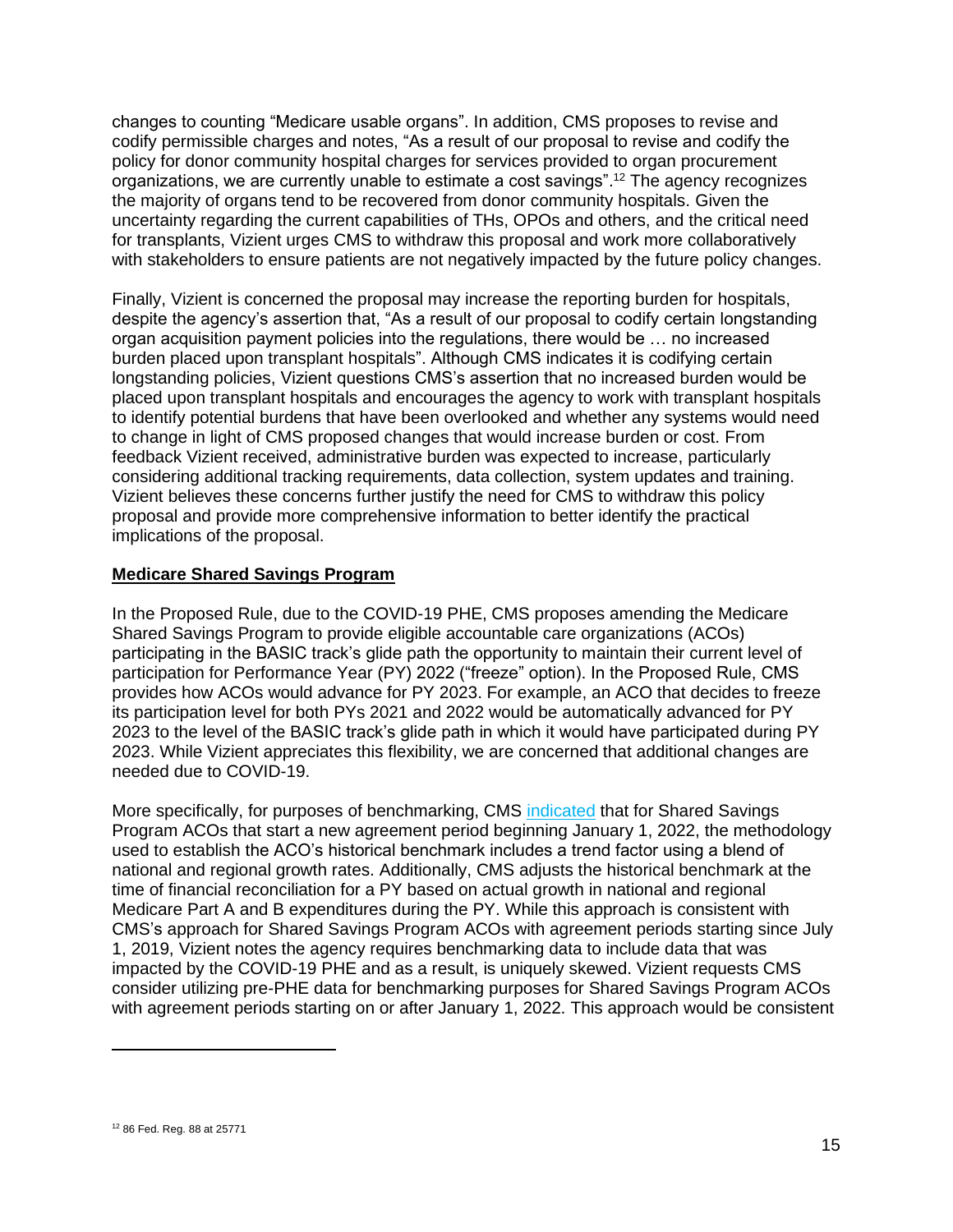changes to counting "Medicare usable organs". In addition, CMS proposes to revise and codify permissible charges and notes, "As a result of our proposal to revise and codify the policy for donor community hospital charges for services provided to organ procurement organizations, we are currently unable to estimate a cost savings".[12] The agency recognizes the majority of organs tend to be recovered from donor community hospitals. Given the uncertainty regarding the current capabilities of THs, OPOs and others, and the critical need for transplants, Vizient urges CMS to withdraw this proposal and work more collaboratively with stakeholders to ensure patients are not negatively impacted by the future policy changes.

Finally, Vizient is concerned the proposal may increase the reporting burden for hospitals, despite the agency's assertion that, "As a result of our proposal to codify certain longstanding organ acquisition payment policies into the regulations, there would be … no increased burden placed upon transplant hospitals". Although CMS indicates it is codifying certain longstanding policies, Vizient questions CMS's assertion that no increased burden would be placed upon transplant hospitals and encourages the agency to work with transplant hospitals to identify potential burdens that have been overlooked and whether any systems would need to change in light of CMS proposed changes that would increase burden or cost. From feedback Vizient received, administrative burden was expected to increase, particularly considering additional tracking requirements, data collection, system updates and training. Vizient believes these concerns further justify the need for CMS to withdraw this policy proposal and provide more comprehensive information to better identify the practical implications of the proposal.

**Medicare Shared Savings Program**

In the Proposed Rule, due to the COVID-19 PHE, CMS proposes amending the Medicare Shared Savings Program to provide eligible accountable care organizations (ACOs) participating in the BASIC track's glide path the opportunity to maintain their current level of participation for Performance Year (PY) 2022 ("freeze" option). In the Proposed Rule, CMS provides how ACOs would advance for PY 2023. For example, an ACO that decides to freeze its participation level for both PYs 2021 and 2022 would be automatically advanced for PY 2023 to the level of the BASIC track's glide path in which it would have participated during PY 2023. While Vizient appreciates this flexibility, we are concerned that additional changes are needed due to COVID-19.

More specifically, for purposes of benchmarking, CMS indicated that for Shared Savings Program ACOs that start a new agreement period beginning January 1, 2022, the methodology used to establish the ACO's historical benchmark includes a trend factor using a blend of national and regional growth rates. Additionally, CMS adjusts the historical benchmark at the time of financial reconciliation for a PY based on actual growth in national and regional Medicare Part A and B expenditures during the PY. While this approach is consistent with CMS's approach for Shared Savings Program ACOs with agreement periods starting since July 1, 2019, Vizient notes the agency requires benchmarking data to include data that was impacted by the COVID-19 PHE and as a result, is uniquely skewed. Vizient requests CMS consider utilizing pre-PHE data for benchmarking purposes for Shared Savings Program ACOs with agreement periods starting on or after January 1, 2022. This approach would be consistent

[12] 86 Fed. Reg. 88 at 25771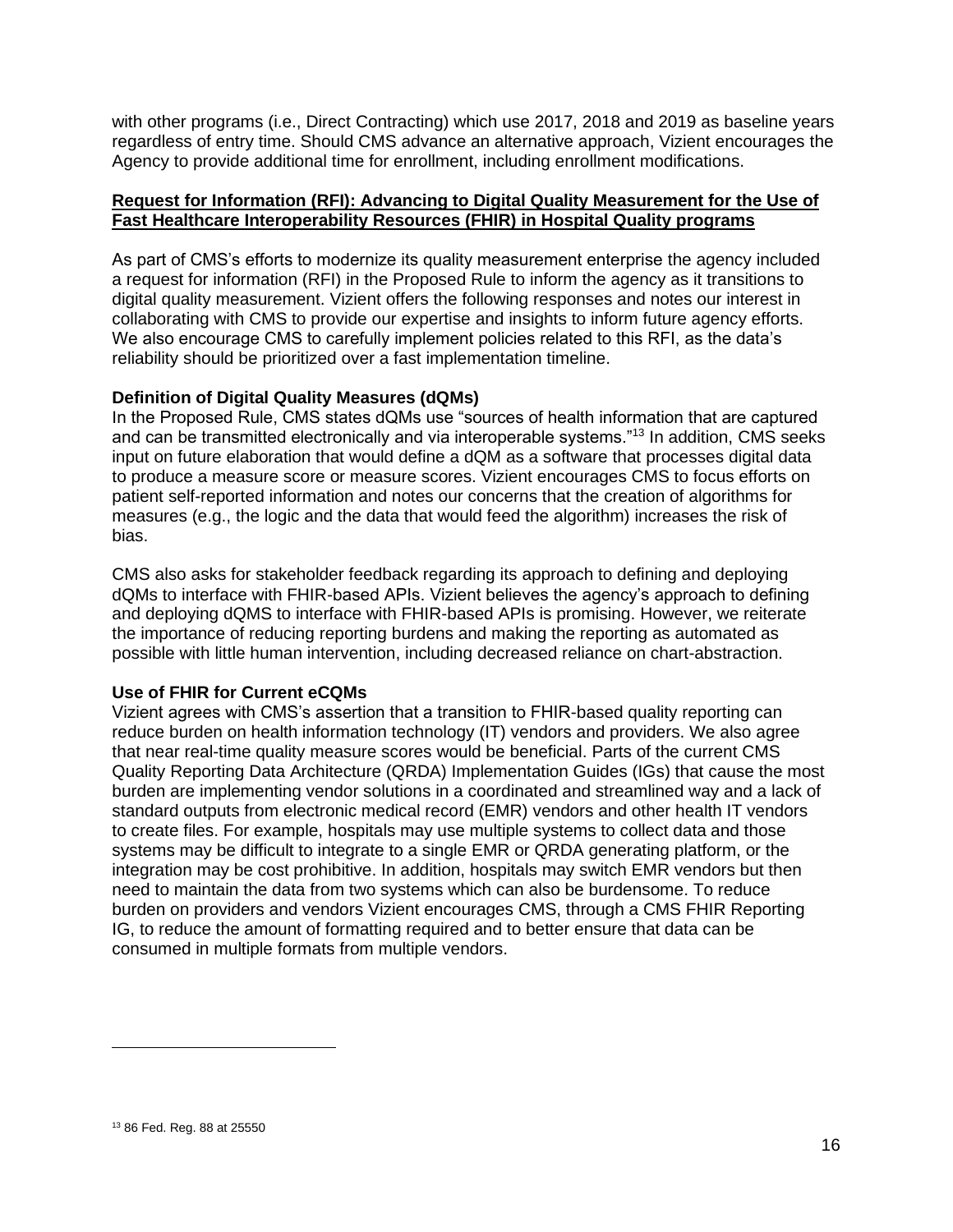with other programs (i.e., Direct Contracting) which use 2017, 2018 and 2019 as baseline years regardless of entry time. Should CMS advance an alternative approach, Vizient encourages the Agency to provide additional time for enrollment, including enrollment modifications.

**Request for Information (RFI): Advancing to Digital Quality Measurement for the Use of Fast Healthcare Interoperability Resources (FHIR) in Hospital Quality programs**

As part of CMS's efforts to modernize its quality measurement enterprise the agency included a request for information (RFI) in the Proposed Rule to inform the agency as it transitions to digital quality measurement. Vizient offers the following responses and notes our interest in collaborating with CMS to provide our expertise and insights to inform future agency efforts. We also encourage CMS to carefully implement policies related to this RFI, as the data's reliability should be prioritized over a fast implementation timeline.

**Definition of Digital Quality Measures (dQMs)**

In the Proposed Rule, CMS states dQMs use "sources of health information that are captured and can be transmitted electronically and via interoperable systems."[13] In addition, CMS seeks input on future elaboration that would define a dQM as a software that processes digital data to produce a measure score or measure scores. Vizient encourages CMS to focus efforts on patient self-reported information and notes our concerns that the creation of algorithms for measures (e.g., the logic and the data that would feed the algorithm) increases the risk of bias.

CMS also asks for stakeholder feedback regarding its approach to defining and deploying dQMs to interface with FHIR-based APIs. Vizient believes the agency's approach to defining and deploying dQMS to interface with FHIR-based APIs is promising. However, we reiterate the importance of reducing reporting burdens and making the reporting as automated as possible with little human intervention, including decreased reliance on chart-abstraction.

**Use of FHIR for Current eCQMs**

Vizient agrees with CMS's assertion that a transition to FHIR-based quality reporting can reduce burden on health information technology (IT) vendors and providers. We also agree that near real-time quality measure scores would be beneficial. Parts of the current CMS Quality Reporting Data Architecture (QRDA) Implementation Guides (IGs) that cause the most burden are implementing vendor solutions in a coordinated and streamlined way and a lack of standard outputs from electronic medical record (EMR) vendors and other health IT vendors to create files. For example, hospitals may use multiple systems to collect data and those systems may be difficult to integrate to a single EMR or QRDA generating platform, or the integration may be cost prohibitive. In addition, hospitals may switch EMR vendors but then need to maintain the data from two systems which can also be burdensome. To reduce burden on providers and vendors Vizient encourages CMS, through a CMS FHIR Reporting IG, to reduce the amount of formatting required and to better ensure that data can be consumed in multiple formats from multiple vendors.

---

[13] 86 Fed. Reg. 88 at 25550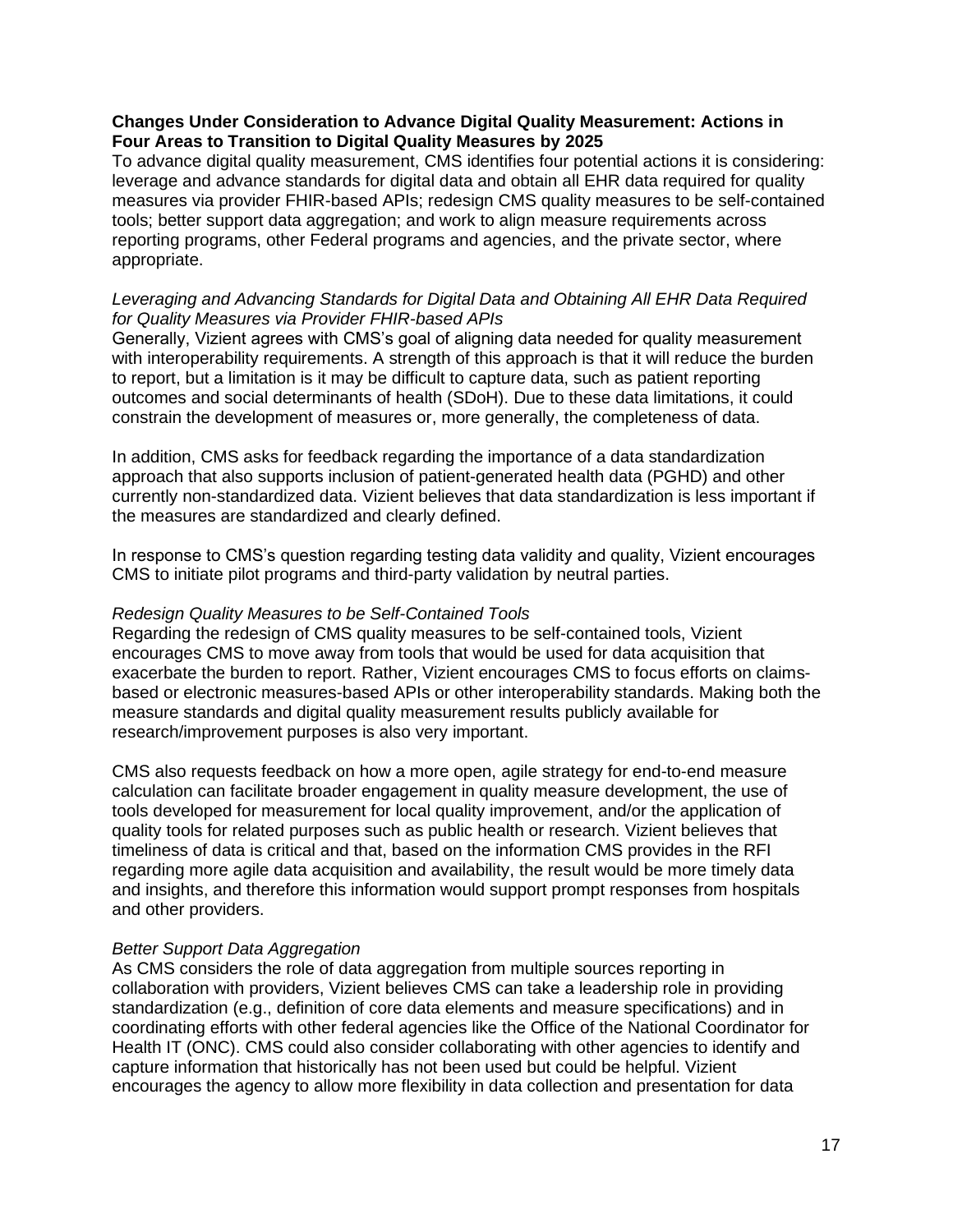**Changes Under Consideration to Advance Digital Quality Measurement: Actions in Four Areas to Transition to Digital Quality Measures by 2025**

To advance digital quality measurement, CMS identifies four potential actions it is considering: leverage and advance standards for digital data and obtain all EHR data required for quality measures via provider FHIR-based APIs; redesign CMS quality measures to be self-contained tools; better support data aggregation; and work to align measure requirements across reporting programs, other Federal programs and agencies, and the private sector, where appropriate.

*Leveraging and Advancing Standards for Digital Data and Obtaining All EHR Data Required for Quality Measures via Provider FHIR-based APIs*

Generally, Vizient agrees with CMS's goal of aligning data needed for quality measurement with interoperability requirements. A strength of this approach is that it will reduce the burden to report, but a limitation is it may be difficult to capture data, such as patient reporting outcomes and social determinants of health (SDoH). Due to these data limitations, it could constrain the development of measures or, more generally, the completeness of data.

In addition, CMS asks for feedback regarding the importance of a data standardization approach that also supports inclusion of patient-generated health data (PGHD) and other currently non-standardized data. Vizient believes that data standardization is less important if the measures are standardized and clearly defined.

In response to CMS's question regarding testing data validity and quality, Vizient encourages CMS to initiate pilot programs and third-party validation by neutral parties.

*Redesign Quality Measures to be Self-Contained Tools*

Regarding the redesign of CMS quality measures to be self-contained tools, Vizient encourages CMS to move away from tools that would be used for data acquisition that exacerbate the burden to report. Rather, Vizient encourages CMS to focus efforts on claims-based or electronic measures-based APIs or other interoperability standards. Making both the measure standards and digital quality measurement results publicly available for research/improvement purposes is also very important.

CMS also requests feedback on how a more open, agile strategy for end-to-end measure calculation can facilitate broader engagement in quality measure development, the use of tools developed for measurement for local quality improvement, and/or the application of quality tools for related purposes such as public health or research. Vizient believes that timeliness of data is critical and that, based on the information CMS provides in the RFI regarding more agile data acquisition and availability, the result would be more timely data and insights, and therefore this information would support prompt responses from hospitals and other providers.

*Better Support Data Aggregation*

As CMS considers the role of data aggregation from multiple sources reporting in collaboration with providers, Vizient believes CMS can take a leadership role in providing standardization (e.g., definition of core data elements and measure specifications) and in coordinating efforts with other federal agencies like the Office of the National Coordinator for Health IT (ONC). CMS could also consider collaborating with other agencies to identify and capture information that historically has not been used but could be helpful. Vizient encourages the agency to allow more flexibility in data collection and presentation for data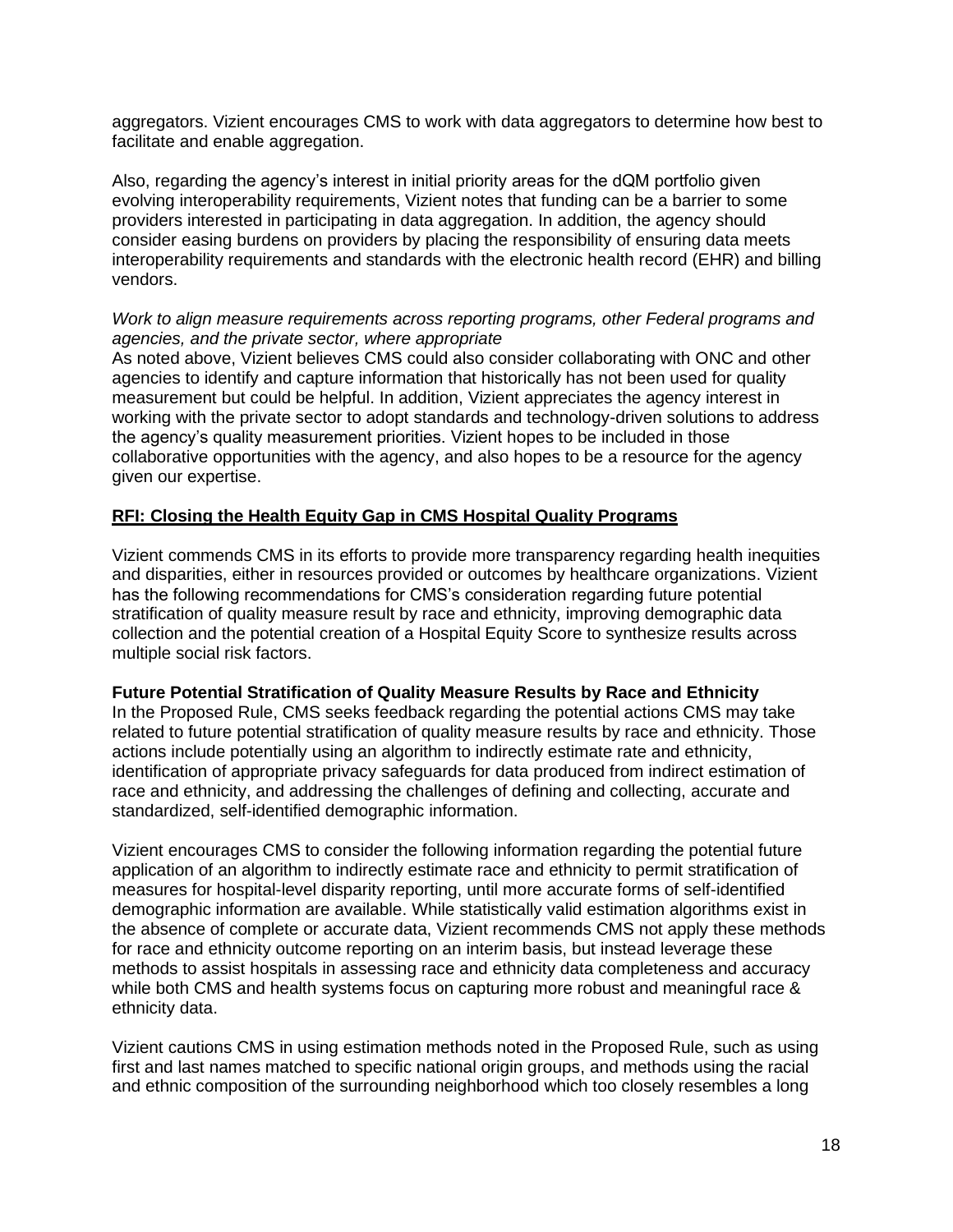aggregators. Vizient encourages CMS to work with data aggregators to determine how best to facilitate and enable aggregation.

Also, regarding the agency's interest in initial priority areas for the dQM portfolio given evolving interoperability requirements, Vizient notes that funding can be a barrier to some providers interested in participating in data aggregation. In addition, the agency should consider easing burdens on providers by placing the responsibility of ensuring data meets interoperability requirements and standards with the electronic health record (EHR) and billing vendors.

*Work to align measure requirements across reporting programs, other Federal programs and agencies, and the private sector, where appropriate*
As noted above, Vizient believes CMS could also consider collaborating with ONC and other agencies to identify and capture information that historically has not been used for quality measurement but could be helpful. In addition, Vizient appreciates the agency interest in working with the private sector to adopt standards and technology-driven solutions to address the agency's quality measurement priorities. Vizient hopes to be included in those collaborative opportunities with the agency, and also hopes to be a resource for the agency given our expertise.

## RFI: Closing the Health Equity Gap in CMS Hospital Quality Programs

Vizient commends CMS in its efforts to provide more transparency regarding health inequities and disparities, either in resources provided or outcomes by healthcare organizations. Vizient has the following recommendations for CMS's consideration regarding future potential stratification of quality measure result by race and ethnicity, improving demographic data collection and the potential creation of a Hospital Equity Score to synthesize results across multiple social risk factors.

**Future Potential Stratification of Quality Measure Results by Race and Ethnicity**
In the Proposed Rule, CMS seeks feedback regarding the potential actions CMS may take related to future potential stratification of quality measure results by race and ethnicity. Those actions include potentially using an algorithm to indirectly estimate rate and ethnicity, identification of appropriate privacy safeguards for data produced from indirect estimation of race and ethnicity, and addressing the challenges of defining and collecting, accurate and standardized, self-identified demographic information.

Vizient encourages CMS to consider the following information regarding the potential future application of an algorithm to indirectly estimate race and ethnicity to permit stratification of measures for hospital-level disparity reporting, until more accurate forms of self-identified demographic information are available. While statistically valid estimation algorithms exist in the absence of complete or accurate data, Vizient recommends CMS not apply these methods for race and ethnicity outcome reporting on an interim basis, but instead leverage these methods to assist hospitals in assessing race and ethnicity data completeness and accuracy while both CMS and health systems focus on capturing more robust and meaningful race & ethnicity data.

Vizient cautions CMS in using estimation methods noted in the Proposed Rule, such as using first and last names matched to specific national origin groups, and methods using the racial and ethnic composition of the surrounding neighborhood which too closely resembles a long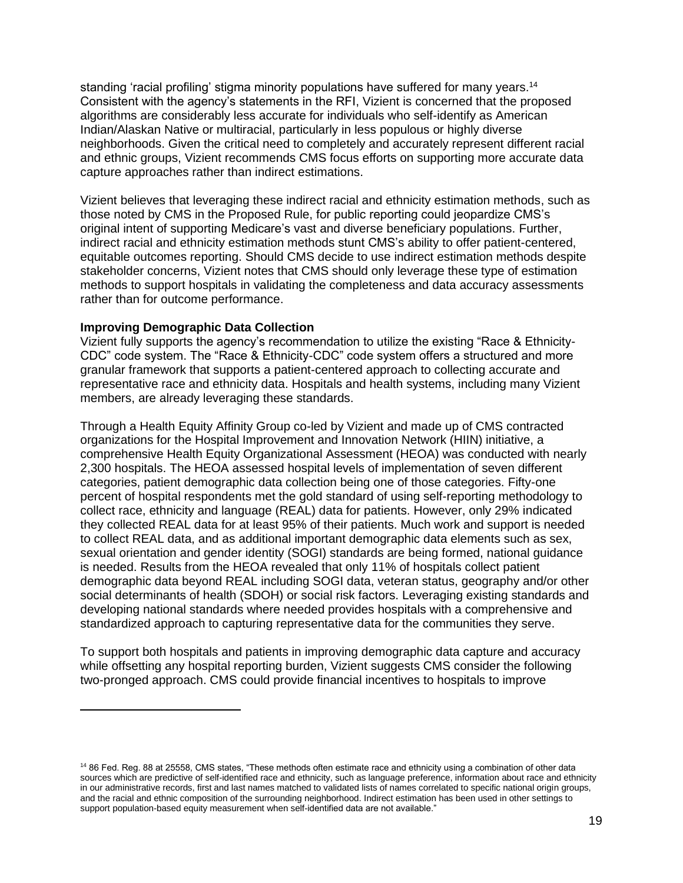standing 'racial profiling' stigma minority populations have suffered for many years.[14] Consistent with the agency's statements in the RFI, Vizient is concerned that the proposed algorithms are considerably less accurate for individuals who self-identify as American Indian/Alaskan Native or multiracial, particularly in less populous or highly diverse neighborhoods. Given the critical need to completely and accurately represent different racial and ethnic groups, Vizient recommends CMS focus efforts on supporting more accurate data capture approaches rather than indirect estimations.

Vizient believes that leveraging these indirect racial and ethnicity estimation methods, such as those noted by CMS in the Proposed Rule, for public reporting could jeopardize CMS's original intent of supporting Medicare's vast and diverse beneficiary populations. Further, indirect racial and ethnicity estimation methods stunt CMS's ability to offer patient-centered, equitable outcomes reporting. Should CMS decide to use indirect estimation methods despite stakeholder concerns, Vizient notes that CMS should only leverage these type of estimation methods to support hospitals in validating the completeness and data accuracy assessments rather than for outcome performance.

**Improving Demographic Data Collection**

Vizient fully supports the agency's recommendation to utilize the existing "Race & Ethnicity-CDC" code system. The "Race & Ethnicity-CDC" code system offers a structured and more granular framework that supports a patient-centered approach to collecting accurate and representative race and ethnicity data. Hospitals and health systems, including many Vizient members, are already leveraging these standards.

Through a Health Equity Affinity Group co-led by Vizient and made up of CMS contracted organizations for the Hospital Improvement and Innovation Network (HIIN) initiative, a comprehensive Health Equity Organizational Assessment (HEOA) was conducted with nearly 2,300 hospitals. The HEOA assessed hospital levels of implementation of seven different categories, patient demographic data collection being one of those categories. Fifty-one percent of hospital respondents met the gold standard of using self-reporting methodology to collect race, ethnicity and language (REAL) data for patients. However, only 29% indicated they collected REAL data for at least 95% of their patients. Much work and support is needed to collect REAL data, and as additional important demographic data elements such as sex, sexual orientation and gender identity (SOGI) standards are being formed, national guidance is needed. Results from the HEOA revealed that only 11% of hospitals collect patient demographic data beyond REAL including SOGI data, veteran status, geography and/or other social determinants of health (SDOH) or social risk factors. Leveraging existing standards and developing national standards where needed provides hospitals with a comprehensive and standardized approach to capturing representative data for the communities they serve.

To support both hospitals and patients in improving demographic data capture and accuracy while offsetting any hospital reporting burden, Vizient suggests CMS consider the following two-pronged approach. CMS could provide financial incentives to hospitals to improve

---

[14] 86 Fed. Reg. 88 at 25558, CMS states, "These methods often estimate race and ethnicity using a combination of other data sources which are predictive of self-identified race and ethnicity, such as language preference, information about race and ethnicity in our administrative records, first and last names matched to validated lists of names correlated to specific national origin groups, and the racial and ethnic composition of the surrounding neighborhood. Indirect estimation has been used in other settings to support population-based equity measurement when self-identified data are not available."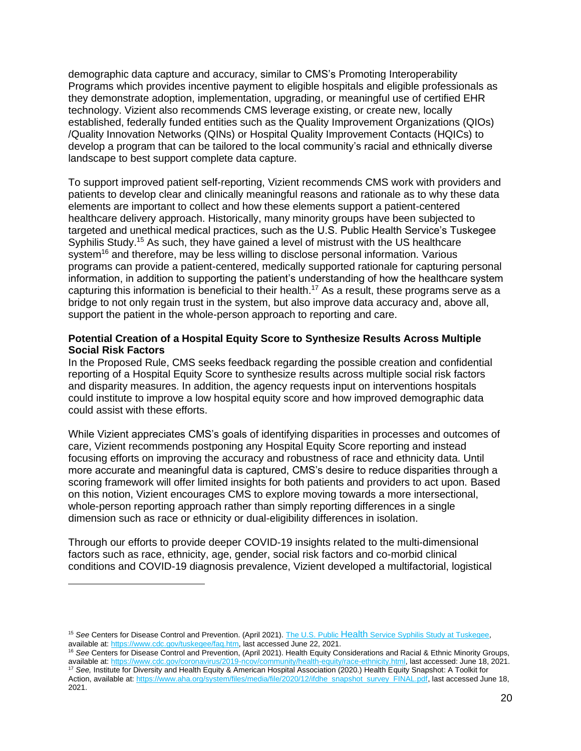demographic data capture and accuracy, similar to CMS's Promoting Interoperability Programs which provides incentive payment to eligible hospitals and eligible professionals as they demonstrate adoption, implementation, upgrading, or meaningful use of certified EHR technology. Vizient also recommends CMS leverage existing, or create new, locally established, federally funded entities such as the Quality Improvement Organizations (QIOs) /Quality Innovation Networks (QINs) or Hospital Quality Improvement Contacts (HQICs) to develop a program that can be tailored to the local community's racial and ethnically diverse landscape to best support complete data capture.

To support improved patient self-reporting, Vizient recommends CMS work with providers and patients to develop clear and clinically meaningful reasons and rationale as to why these data elements are important to collect and how these elements support a patient-centered healthcare delivery approach. Historically, many minority groups have been subjected to targeted and unethical medical practices, such as the U.S. Public Health Service's Tuskegee Syphilis Study.[15] As such, they have gained a level of mistrust with the US healthcare system[16] and therefore, may be less willing to disclose personal information. Various programs can provide a patient-centered, medically supported rationale for capturing personal information, in addition to supporting the patient's understanding of how the healthcare system capturing this information is beneficial to their health.[17] As a result, these programs serve as a bridge to not only regain trust in the system, but also improve data accuracy and, above all, support the patient in the whole-person approach to reporting and care.

**Potential Creation of a Hospital Equity Score to Synthesize Results Across Multiple Social Risk Factors**

In the Proposed Rule, CMS seeks feedback regarding the possible creation and confidential reporting of a Hospital Equity Score to synthesize results across multiple social risk factors and disparity measures. In addition, the agency requests input on interventions hospitals could institute to improve a low hospital equity score and how improved demographic data could assist with these efforts.

While Vizient appreciates CMS's goals of identifying disparities in processes and outcomes of care, Vizient recommends postponing any Hospital Equity Score reporting and instead focusing efforts on improving the accuracy and robustness of race and ethnicity data. Until more accurate and meaningful data is captured, CMS's desire to reduce disparities through a scoring framework will offer limited insights for both patients and providers to act upon. Based on this notion, Vizient encourages CMS to explore moving towards a more intersectional, whole-person reporting approach rather than simply reporting differences in a single dimension such as race or ethnicity or dual-eligibility differences in isolation.

Through our efforts to provide deeper COVID-19 insights related to the multi-dimensional factors such as race, ethnicity, age, gender, social risk factors and co-morbid clinical conditions and COVID-19 diagnosis prevalence, Vizient developed a multifactorial, logistical

---

[15] *See* Centers for Disease Control and Prevention. (April 2021). The U.S. Public Health Service Syphilis Study at Tuskegee, available at: https://www.cdc.gov/tuskegee/faq.htm, last accessed June 22, 2021.

[16] *See* Centers for Disease Control and Prevention, (April 2021). Health Equity Considerations and Racial & Ethnic Minority Groups, available at: https://www.cdc.gov/coronavirus/2019-ncov/community/health-equity/race-ethnicity.html, last accessed: June 18, 2021.

[17] *See,* Institute for Diversity and Health Equity & American Hospital Association (2020.) Health Equity Snapshot: A Toolkit for Action, available at: https://www.aha.org/system/files/media/file/2020/12/ifdhe_snapshot_survey_FINAL.pdf, last accessed June 18, 2021.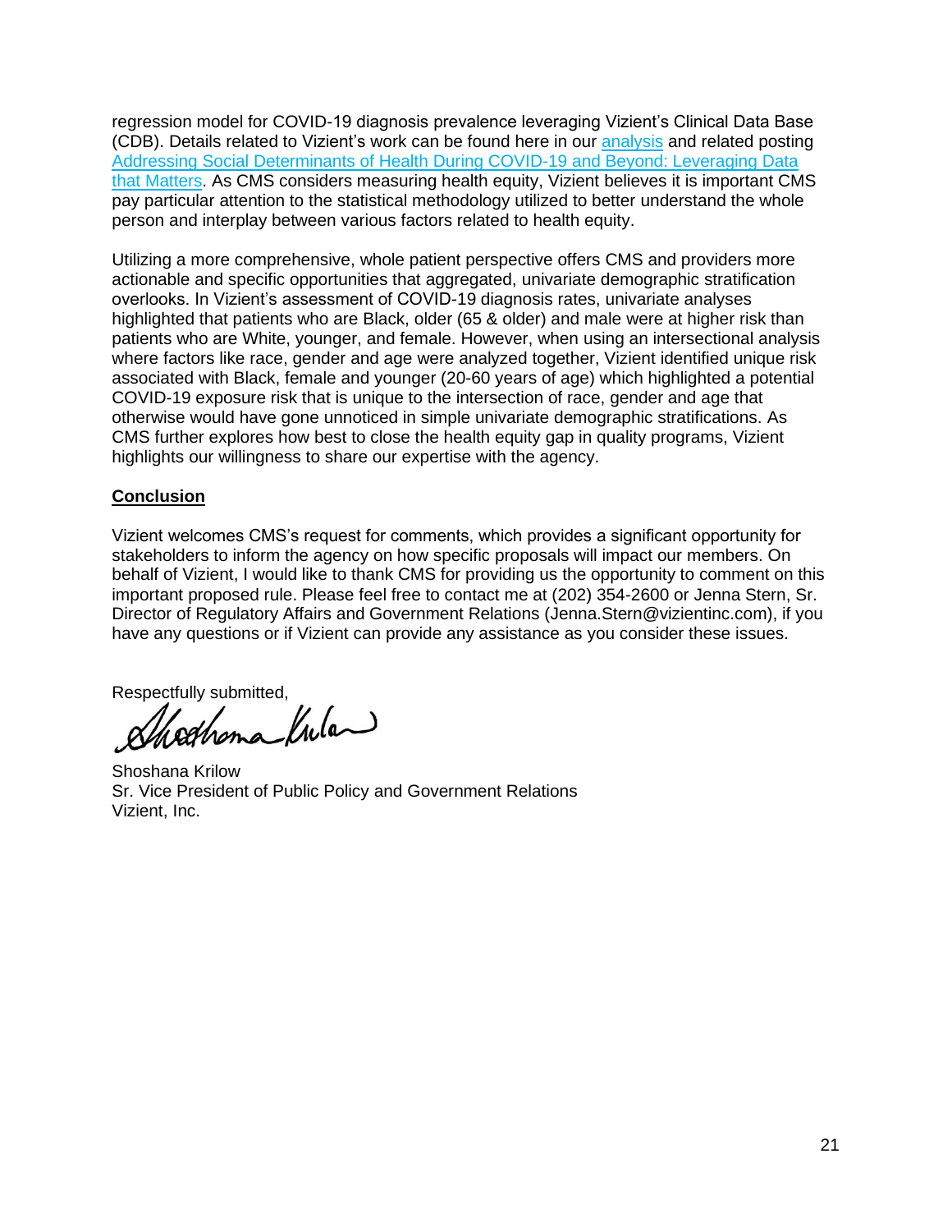regression model for COVID-19 diagnosis prevalence leveraging Vizient's Clinical Data Base (CDB). Details related to Vizient's work can be found here in our analysis and related posting Addressing Social Determinants of Health During COVID-19 and Beyond: Leveraging Data that Matters. As CMS considers measuring health equity, Vizient believes it is important CMS pay particular attention to the statistical methodology utilized to better understand the whole person and interplay between various factors related to health equity.

Utilizing a more comprehensive, whole patient perspective offers CMS and providers more actionable and specific opportunities that aggregated, univariate demographic stratification overlooks. In Vizient's assessment of COVID-19 diagnosis rates, univariate analyses highlighted that patients who are Black, older (65 & older) and male were at higher risk than patients who are White, younger, and female. However, when using an intersectional analysis where factors like race, gender and age were analyzed together, Vizient identified unique risk associated with Black, female and younger (20-60 years of age) which highlighted a potential COVID-19 exposure risk that is unique to the intersection of race, gender and age that otherwise would have gone unnoticed in simple univariate demographic stratifications. As CMS further explores how best to close the health equity gap in quality programs, Vizient highlights our willingness to share our expertise with the agency.

**Conclusion**

Vizient welcomes CMS's request for comments, which provides a significant opportunity for stakeholders to inform the agency on how specific proposals will impact our members. On behalf of Vizient, I would like to thank CMS for providing us the opportunity to comment on this important proposed rule. Please feel free to contact me at (202) 354-2600 or Jenna Stern, Sr. Director of Regulatory Affairs and Government Relations (Jenna.Stern@vizientinc.com), if you have any questions or if Vizient can provide any assistance as you consider these issues.

Respectfully submitted,

Shoshana Krilow
Sr. Vice President of Public Policy and Government Relations
Vizient, Inc.